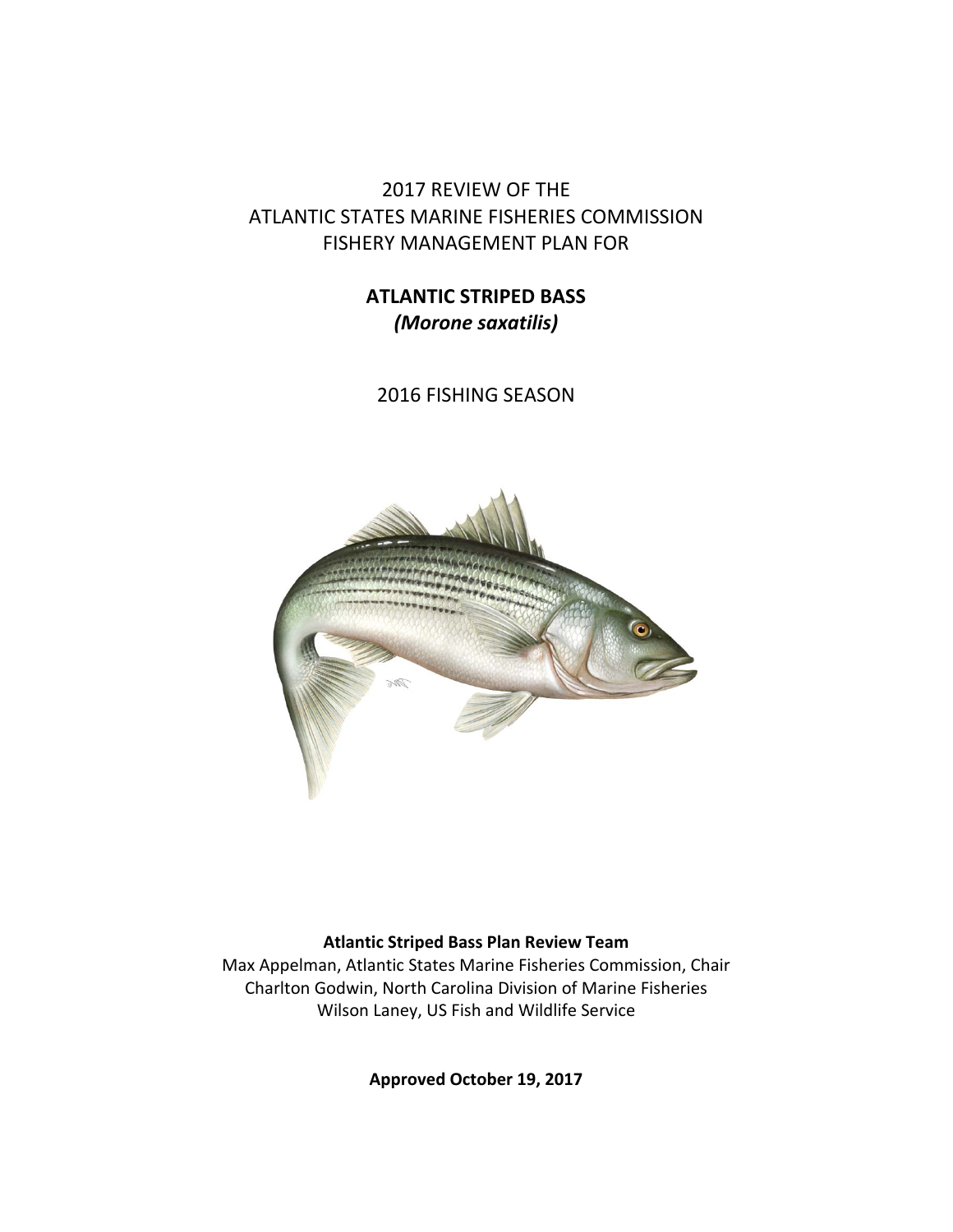# 2017 REVIEW OF THE ATLANTIC STATES MARINE FISHERIES COMMISSION FISHERY MANAGEMENT PLAN FOR

## ATLANTIC STRIPED BASS
### *(Morone saxatilis)*

2016 FISHING SEASON

**Atlantic Striped Bass Plan Review Team**

Max Appelman, Atlantic States Marine Fisheries Commission, Chair
Charlton Godwin, North Carolina Division of Marine Fisheries
Wilson Laney, US Fish and Wildlife Service

**Approved October 19, 2017**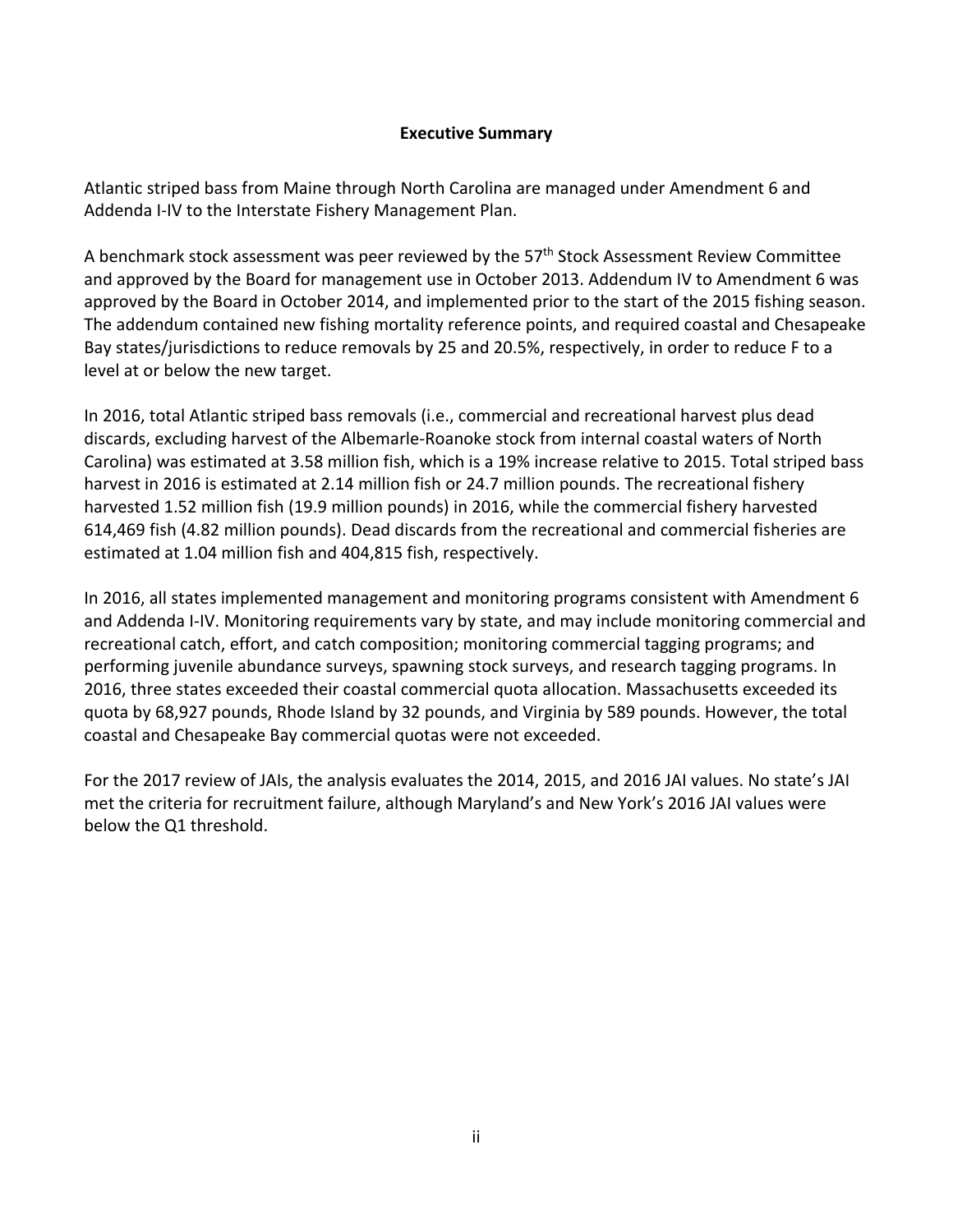## Executive Summary

Atlantic striped bass from Maine through North Carolina are managed under Amendment 6 and Addenda I-IV to the Interstate Fishery Management Plan.

A benchmark stock assessment was peer reviewed by the 57th Stock Assessment Review Committee and approved by the Board for management use in October 2013. Addendum IV to Amendment 6 was approved by the Board in October 2014, and implemented prior to the start of the 2015 fishing season. The addendum contained new fishing mortality reference points, and required coastal and Chesapeake Bay states/jurisdictions to reduce removals by 25 and 20.5%, respectively, in order to reduce F to a level at or below the new target.

In 2016, total Atlantic striped bass removals (i.e., commercial and recreational harvest plus dead discards, excluding harvest of the Albemarle-Roanoke stock from internal coastal waters of North Carolina) was estimated at 3.58 million fish, which is a 19% increase relative to 2015. Total striped bass harvest in 2016 is estimated at 2.14 million fish or 24.7 million pounds. The recreational fishery harvested 1.52 million fish (19.9 million pounds) in 2016, while the commercial fishery harvested 614,469 fish (4.82 million pounds). Dead discards from the recreational and commercial fisheries are estimated at 1.04 million fish and 404,815 fish, respectively.

In 2016, all states implemented management and monitoring programs consistent with Amendment 6 and Addenda I-IV. Monitoring requirements vary by state, and may include monitoring commercial and recreational catch, effort, and catch composition; monitoring commercial tagging programs; and performing juvenile abundance surveys, spawning stock surveys, and research tagging programs. In 2016, three states exceeded their coastal commercial quota allocation. Massachusetts exceeded its quota by 68,927 pounds, Rhode Island by 32 pounds, and Virginia by 589 pounds. However, the total coastal and Chesapeake Bay commercial quotas were not exceeded.

For the 2017 review of JAIs, the analysis evaluates the 2014, 2015, and 2016 JAI values. No state's JAI met the criteria for recruitment failure, although Maryland's and New York's 2016 JAI values were below the Q1 threshold.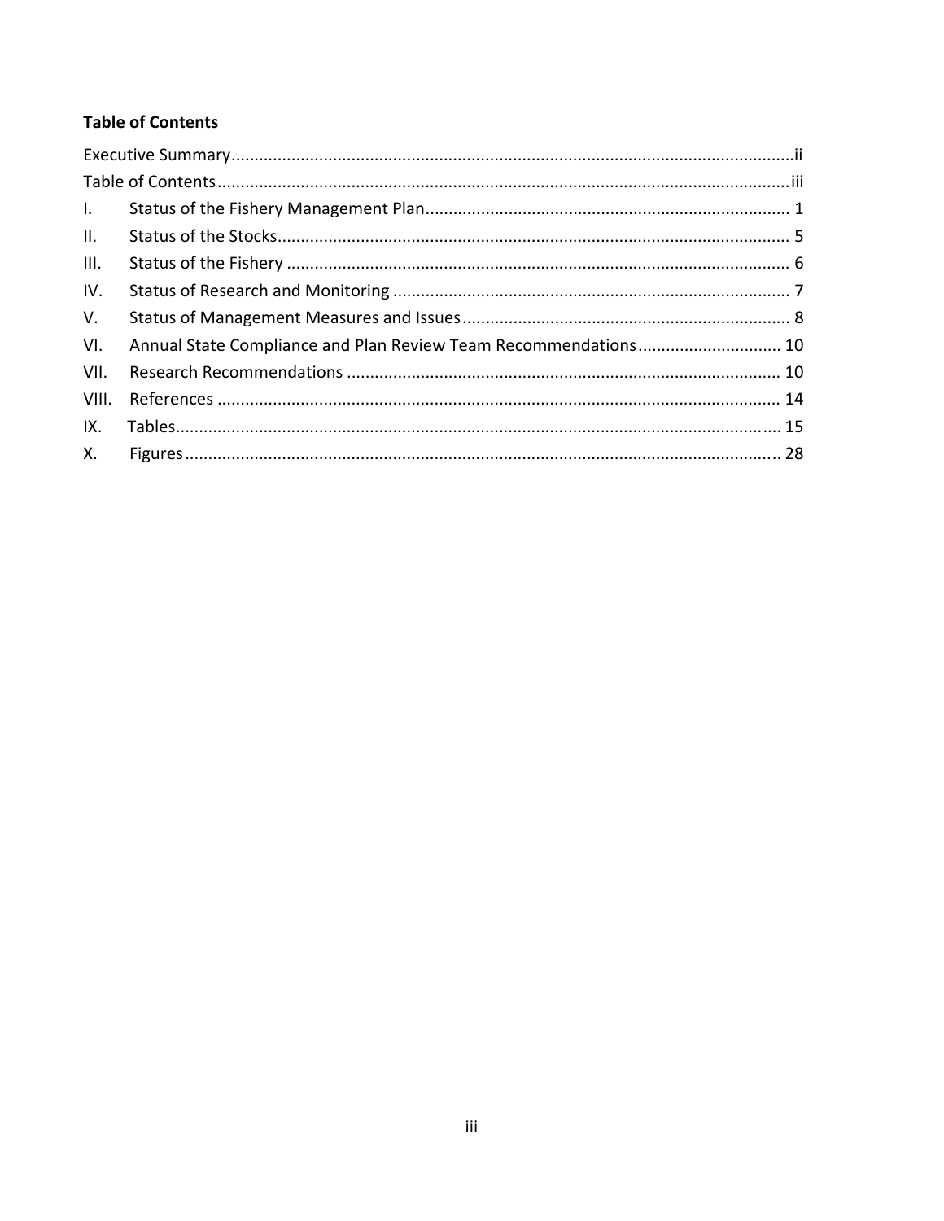**Table of Contents**

Executive Summary....................ii

Table of Contents....................iii

I. Status of the Fishery Management Plan.................... 1

II. Status of the Stocks.................... 5

III. Status of the Fishery .................... 6

IV. Status of Research and Monitoring .................... 7

V. Status of Management Measures and Issues.................... 8

VI. Annual State Compliance and Plan Review Team Recommendations.................... 10

VII. Research Recommendations .................... 10

VIII. References .................... 14

IX. Tables.................... 15

X. Figures.................... 28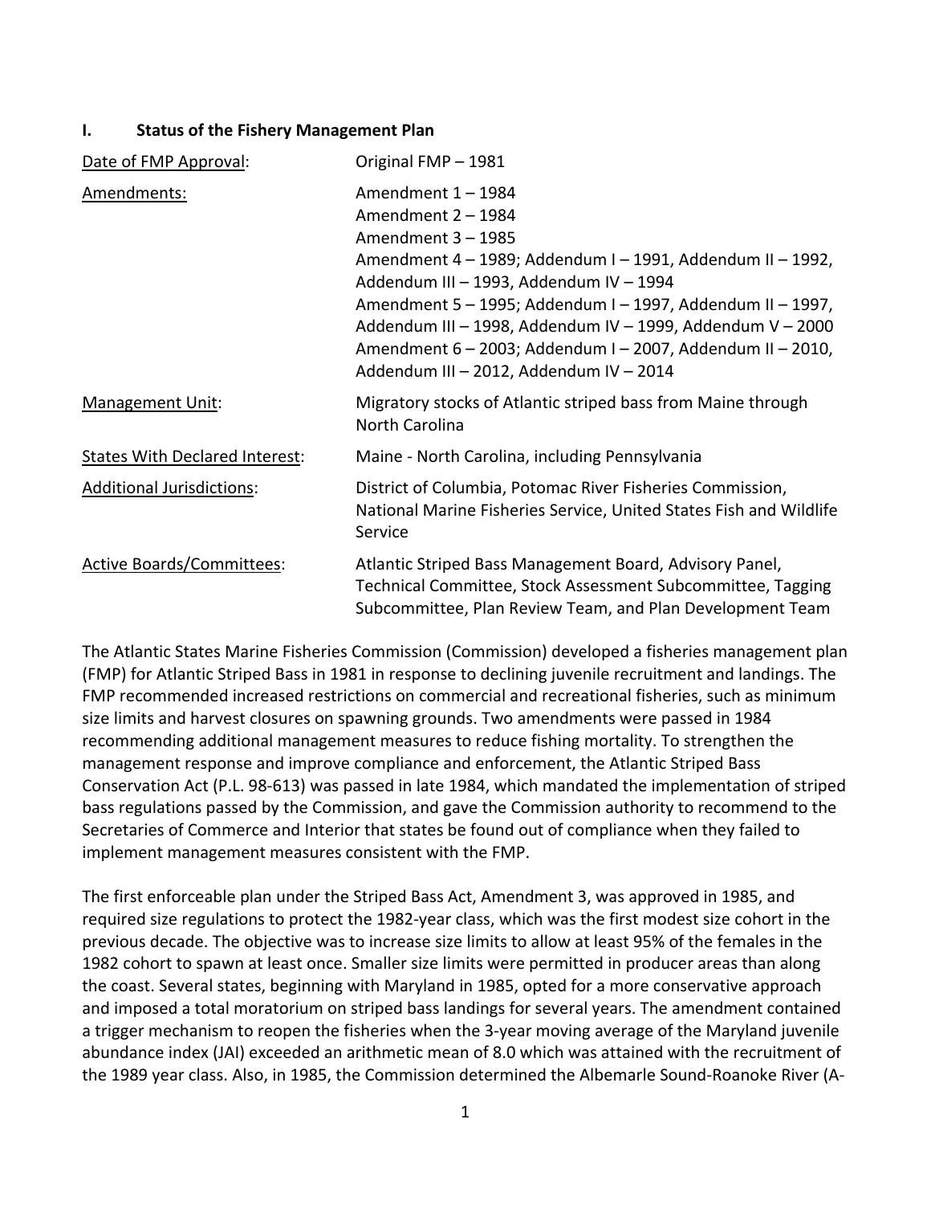## I. Status of the Fishery Management Plan

| | |
|---|---|
| Date of FMP Approval: | Original FMP – 1981 |
| Amendments: | Amendment 1 – 1984<br>Amendment 2 – 1984<br>Amendment 3 – 1985<br>Amendment 4 – 1989; Addendum I – 1991, Addendum II – 1992, Addendum III – 1993, Addendum IV – 1994<br>Amendment 5 – 1995; Addendum I – 1997, Addendum II – 1997, Addendum III – 1998, Addendum IV – 1999, Addendum V – 2000<br>Amendment 6 – 2003; Addendum I – 2007, Addendum II – 2010, Addendum III – 2012, Addendum IV – 2014 |
| Management Unit: | Migratory stocks of Atlantic striped bass from Maine through North Carolina |
| States With Declared Interest: | Maine - North Carolina, including Pennsylvania |
| Additional Jurisdictions: | District of Columbia, Potomac River Fisheries Commission, National Marine Fisheries Service, United States Fish and Wildlife Service |
| Active Boards/Committees: | Atlantic Striped Bass Management Board, Advisory Panel, Technical Committee, Stock Assessment Subcommittee, Tagging Subcommittee, Plan Review Team, and Plan Development Team |

The Atlantic States Marine Fisheries Commission (Commission) developed a fisheries management plan (FMP) for Atlantic Striped Bass in 1981 in response to declining juvenile recruitment and landings. The FMP recommended increased restrictions on commercial and recreational fisheries, such as minimum size limits and harvest closures on spawning grounds. Two amendments were passed in 1984 recommending additional management measures to reduce fishing mortality. To strengthen the management response and improve compliance and enforcement, the Atlantic Striped Bass Conservation Act (P.L. 98-613) was passed in late 1984, which mandated the implementation of striped bass regulations passed by the Commission, and gave the Commission authority to recommend to the Secretaries of Commerce and Interior that states be found out of compliance when they failed to implement management measures consistent with the FMP.

The first enforceable plan under the Striped Bass Act, Amendment 3, was approved in 1985, and required size regulations to protect the 1982-year class, which was the first modest size cohort in the previous decade. The objective was to increase size limits to allow at least 95% of the females in the 1982 cohort to spawn at least once. Smaller size limits were permitted in producer areas than along the coast. Several states, beginning with Maryland in 1985, opted for a more conservative approach and imposed a total moratorium on striped bass landings for several years. The amendment contained a trigger mechanism to reopen the fisheries when the 3-year moving average of the Maryland juvenile abundance index (JAI) exceeded an arithmetic mean of 8.0 which was attained with the recruitment of the 1989 year class. Also, in 1985, the Commission determined the Albemarle Sound-Roanoke River (A-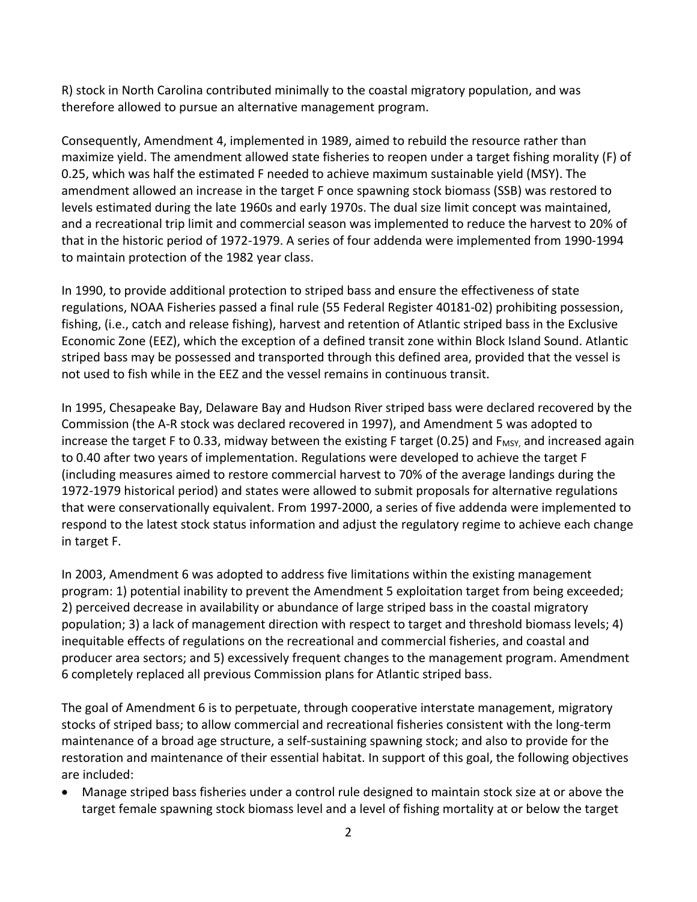R) stock in North Carolina contributed minimally to the coastal migratory population, and was therefore allowed to pursue an alternative management program.

Consequently, Amendment 4, implemented in 1989, aimed to rebuild the resource rather than maximize yield. The amendment allowed state fisheries to reopen under a target fishing morality (F) of 0.25, which was half the estimated F needed to achieve maximum sustainable yield (MSY). The amendment allowed an increase in the target F once spawning stock biomass (SSB) was restored to levels estimated during the late 1960s and early 1970s. The dual size limit concept was maintained, and a recreational trip limit and commercial season was implemented to reduce the harvest to 20% of that in the historic period of 1972-1979. A series of four addenda were implemented from 1990-1994 to maintain protection of the 1982 year class.

In 1990, to provide additional protection to striped bass and ensure the effectiveness of state regulations, NOAA Fisheries passed a final rule (55 Federal Register 40181-02) prohibiting possession, fishing, (i.e., catch and release fishing), harvest and retention of Atlantic striped bass in the Exclusive Economic Zone (EEZ), which the exception of a defined transit zone within Block Island Sound. Atlantic striped bass may be possessed and transported through this defined area, provided that the vessel is not used to fish while in the EEZ and the vessel remains in continuous transit.

In 1995, Chesapeake Bay, Delaware Bay and Hudson River striped bass were declared recovered by the Commission (the A-R stock was declared recovered in 1997), and Amendment 5 was adopted to increase the target F to 0.33, midway between the existing F target (0.25) and $F_{MSY}$, and increased again to 0.40 after two years of implementation. Regulations were developed to achieve the target F (including measures aimed to restore commercial harvest to 70% of the average landings during the 1972-1979 historical period) and states were allowed to submit proposals for alternative regulations that were conservationally equivalent. From 1997-2000, a series of five addenda were implemented to respond to the latest stock status information and adjust the regulatory regime to achieve each change in target F.

In 2003, Amendment 6 was adopted to address five limitations within the existing management program: 1) potential inability to prevent the Amendment 5 exploitation target from being exceeded; 2) perceived decrease in availability or abundance of large striped bass in the coastal migratory population; 3) a lack of management direction with respect to target and threshold biomass levels; 4) inequitable effects of regulations on the recreational and commercial fisheries, and coastal and producer area sectors; and 5) excessively frequent changes to the management program. Amendment 6 completely replaced all previous Commission plans for Atlantic striped bass.

The goal of Amendment 6 is to perpetuate, through cooperative interstate management, migratory stocks of striped bass; to allow commercial and recreational fisheries consistent with the long-term maintenance of a broad age structure, a self-sustaining spawning stock; and also to provide for the restoration and maintenance of their essential habitat. In support of this goal, the following objectives are included:

- Manage striped bass fisheries under a control rule designed to maintain stock size at or above the target female spawning stock biomass level and a level of fishing mortality at or below the target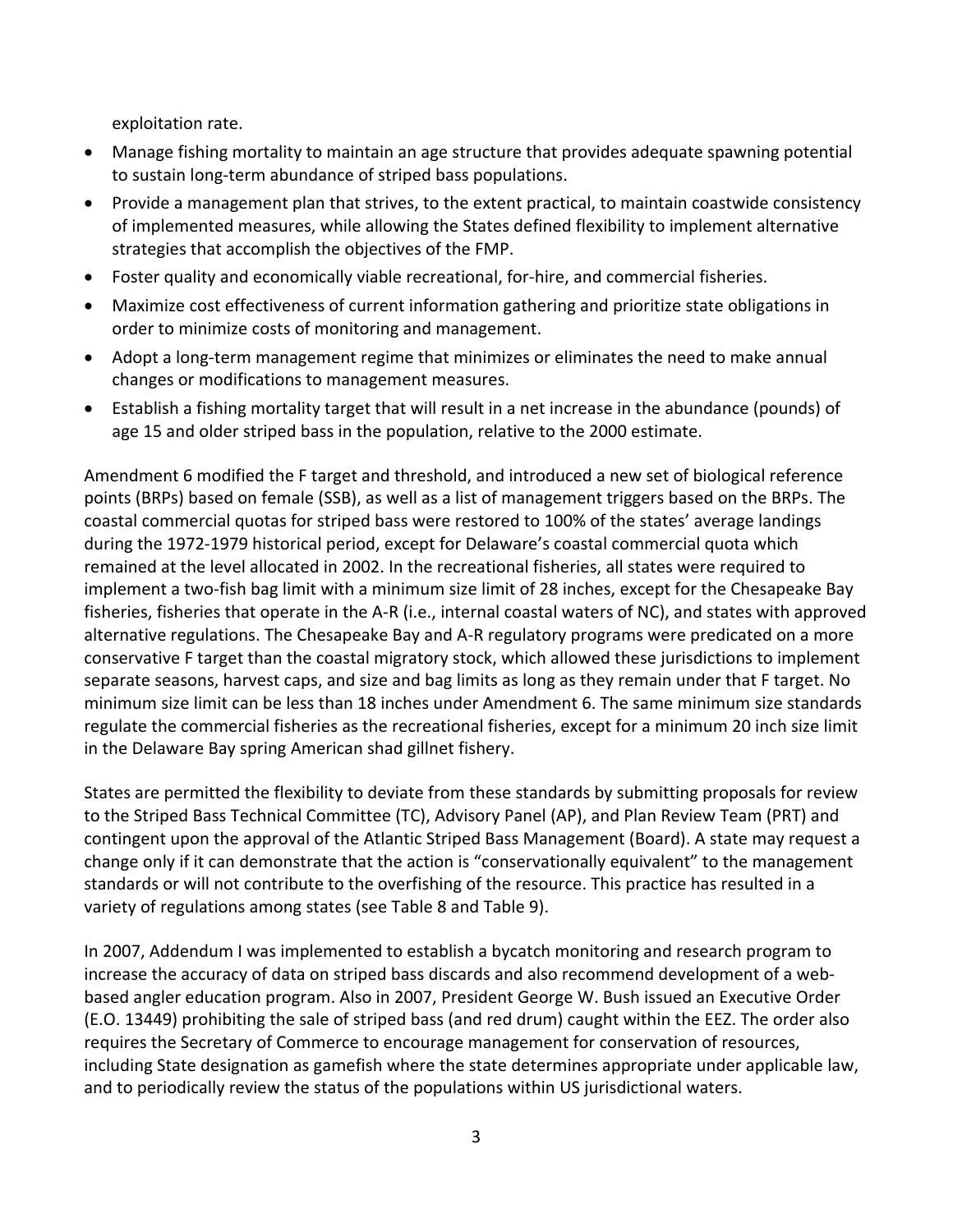exploitation rate.

- Manage fishing mortality to maintain an age structure that provides adequate spawning potential to sustain long-term abundance of striped bass populations.
- Provide a management plan that strives, to the extent practical, to maintain coastwide consistency of implemented measures, while allowing the States defined flexibility to implement alternative strategies that accomplish the objectives of the FMP.
- Foster quality and economically viable recreational, for-hire, and commercial fisheries.
- Maximize cost effectiveness of current information gathering and prioritize state obligations in order to minimize costs of monitoring and management.
- Adopt a long-term management regime that minimizes or eliminates the need to make annual changes or modifications to management measures.
- Establish a fishing mortality target that will result in a net increase in the abundance (pounds) of age 15 and older striped bass in the population, relative to the 2000 estimate.

Amendment 6 modified the F target and threshold, and introduced a new set of biological reference points (BRPs) based on female (SSB), as well as a list of management triggers based on the BRPs. The coastal commercial quotas for striped bass were restored to 100% of the states' average landings during the 1972-1979 historical period, except for Delaware's coastal commercial quota which remained at the level allocated in 2002. In the recreational fisheries, all states were required to implement a two-fish bag limit with a minimum size limit of 28 inches, except for the Chesapeake Bay fisheries, fisheries that operate in the A-R (i.e., internal coastal waters of NC), and states with approved alternative regulations. The Chesapeake Bay and A-R regulatory programs were predicated on a more conservative F target than the coastal migratory stock, which allowed these jurisdictions to implement separate seasons, harvest caps, and size and bag limits as long as they remain under that F target. No minimum size limit can be less than 18 inches under Amendment 6. The same minimum size standards regulate the commercial fisheries as the recreational fisheries, except for a minimum 20 inch size limit in the Delaware Bay spring American shad gillnet fishery.

States are permitted the flexibility to deviate from these standards by submitting proposals for review to the Striped Bass Technical Committee (TC), Advisory Panel (AP), and Plan Review Team (PRT) and contingent upon the approval of the Atlantic Striped Bass Management (Board). A state may request a change only if it can demonstrate that the action is "conservationally equivalent" to the management standards or will not contribute to the overfishing of the resource. This practice has resulted in a variety of regulations among states (see Table 8 and Table 9).

In 2007, Addendum I was implemented to establish a bycatch monitoring and research program to increase the accuracy of data on striped bass discards and also recommend development of a web-based angler education program. Also in 2007, President George W. Bush issued an Executive Order (E.O. 13449) prohibiting the sale of striped bass (and red drum) caught within the EEZ. The order also requires the Secretary of Commerce to encourage management for conservation of resources, including State designation as gamefish where the state determines appropriate under applicable law, and to periodically review the status of the populations within US jurisdictional waters.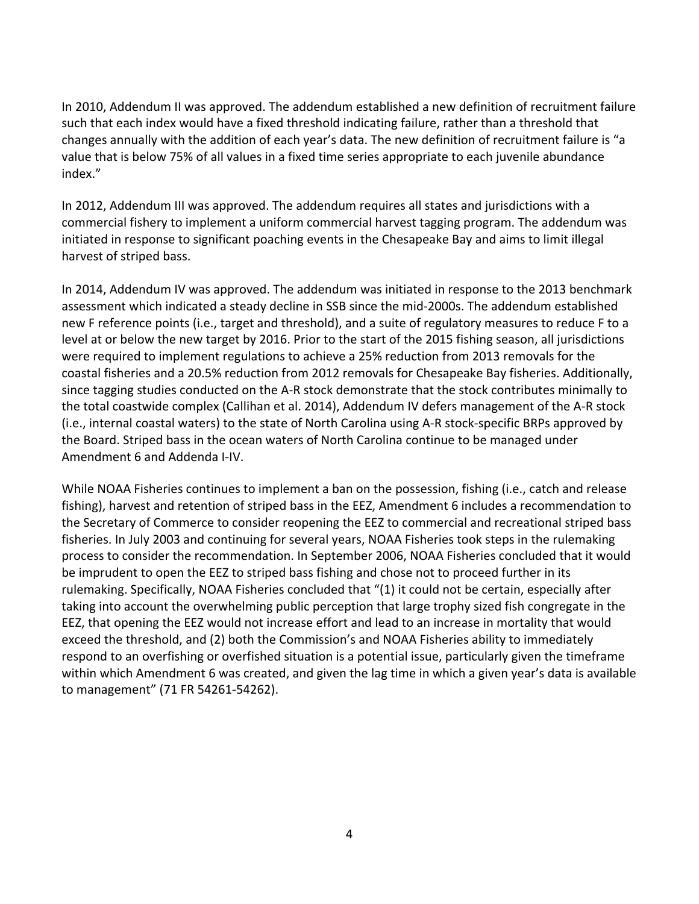In 2010, Addendum II was approved. The addendum established a new definition of recruitment failure such that each index would have a fixed threshold indicating failure, rather than a threshold that changes annually with the addition of each year's data. The new definition of recruitment failure is "a value that is below 75% of all values in a fixed time series appropriate to each juvenile abundance index."

In 2012, Addendum III was approved. The addendum requires all states and jurisdictions with a commercial fishery to implement a uniform commercial harvest tagging program. The addendum was initiated in response to significant poaching events in the Chesapeake Bay and aims to limit illegal harvest of striped bass.

In 2014, Addendum IV was approved. The addendum was initiated in response to the 2013 benchmark assessment which indicated a steady decline in SSB since the mid-2000s. The addendum established new F reference points (i.e., target and threshold), and a suite of regulatory measures to reduce F to a level at or below the new target by 2016. Prior to the start of the 2015 fishing season, all jurisdictions were required to implement regulations to achieve a 25% reduction from 2013 removals for the coastal fisheries and a 20.5% reduction from 2012 removals for Chesapeake Bay fisheries. Additionally, since tagging studies conducted on the A-R stock demonstrate that the stock contributes minimally to the total coastwide complex (Callihan et al. 2014), Addendum IV defers management of the A-R stock (i.e., internal coastal waters) to the state of North Carolina using A-R stock-specific BRPs approved by the Board. Striped bass in the ocean waters of North Carolina continue to be managed under Amendment 6 and Addenda I-IV.

While NOAA Fisheries continues to implement a ban on the possession, fishing (i.e., catch and release fishing), harvest and retention of striped bass in the EEZ, Amendment 6 includes a recommendation to the Secretary of Commerce to consider reopening the EEZ to commercial and recreational striped bass fisheries. In July 2003 and continuing for several years, NOAA Fisheries took steps in the rulemaking process to consider the recommendation. In September 2006, NOAA Fisheries concluded that it would be imprudent to open the EEZ to striped bass fishing and chose not to proceed further in its rulemaking. Specifically, NOAA Fisheries concluded that "(1) it could not be certain, especially after taking into account the overwhelming public perception that large trophy sized fish congregate in the EEZ, that opening the EEZ would not increase effort and lead to an increase in mortality that would exceed the threshold, and (2) both the Commission's and NOAA Fisheries ability to immediately respond to an overfishing or overfished situation is a potential issue, particularly given the timeframe within which Amendment 6 was created, and given the lag time in which a given year's data is available to management" (71 FR 54261-54262).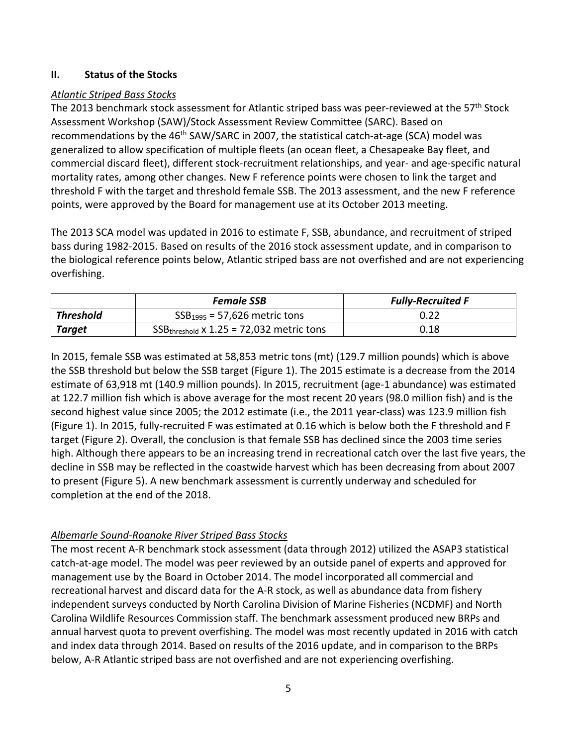## II. Status of the Stocks

*Atlantic Striped Bass Stocks*

The 2013 benchmark stock assessment for Atlantic striped bass was peer-reviewed at the 57th Stock Assessment Workshop (SAW)/Stock Assessment Review Committee (SARC). Based on recommendations by the 46th SAW/SARC in 2007, the statistical catch-at-age (SCA) model was generalized to allow specification of multiple fleets (an ocean fleet, a Chesapeake Bay fleet, and commercial discard fleet), different stock-recruitment relationships, and year- and age-specific natural mortality rates, among other changes. New F reference points were chosen to link the target and threshold F with the target and threshold female SSB. The 2013 assessment, and the new F reference points, were approved by the Board for management use at its October 2013 meeting.

The 2013 SCA model was updated in 2016 to estimate F, SSB, abundance, and recruitment of striped bass during 1982-2015. Based on results of the 2016 stock assessment update, and in comparison to the biological reference points below, Atlantic striped bass are not overfished and are not experiencing overfishing.

| | ***Female SSB*** | ***Fully-Recruited F*** |
|---|---|---|
| ***Threshold*** | $SSB_{1995}$ = 57,626 metric tons | 0.22 |
| ***Target*** | $SSB_{threshold}$ x 1.25 = 72,032 metric tons | 0.18 |

In 2015, female SSB was estimated at 58,853 metric tons (mt) (129.7 million pounds) which is above the SSB threshold but below the SSB target (Figure 1). The 2015 estimate is a decrease from the 2014 estimate of 63,918 mt (140.9 million pounds). In 2015, recruitment (age-1 abundance) was estimated at 122.7 million fish which is above average for the most recent 20 years (98.0 million fish) and is the second highest value since 2005; the 2012 estimate (i.e., the 2011 year-class) was 123.9 million fish (Figure 1). In 2015, fully-recruited F was estimated at 0.16 which is below both the F threshold and F target (Figure 2). Overall, the conclusion is that female SSB has declined since the 2003 time series high. Although there appears to be an increasing trend in recreational catch over the last five years, the decline in SSB may be reflected in the coastwide harvest which has been decreasing from about 2007 to present (Figure 5). A new benchmark assessment is currently underway and scheduled for completion at the end of the 2018.

*Albemarle Sound-Roanoke River Striped Bass Stocks*

The most recent A-R benchmark stock assessment (data through 2012) utilized the ASAP3 statistical catch-at-age model. The model was peer reviewed by an outside panel of experts and approved for management use by the Board in October 2014. The model incorporated all commercial and recreational harvest and discard data for the A-R stock, as well as abundance data from fishery independent surveys conducted by North Carolina Division of Marine Fisheries (NCDMF) and North Carolina Wildlife Resources Commission staff. The benchmark assessment produced new BRPs and annual harvest quota to prevent overfishing. The model was most recently updated in 2016 with catch and index data through 2014. Based on results of the 2016 update, and in comparison to the BRPs below, A-R Atlantic striped bass are not overfished and are not experiencing overfishing.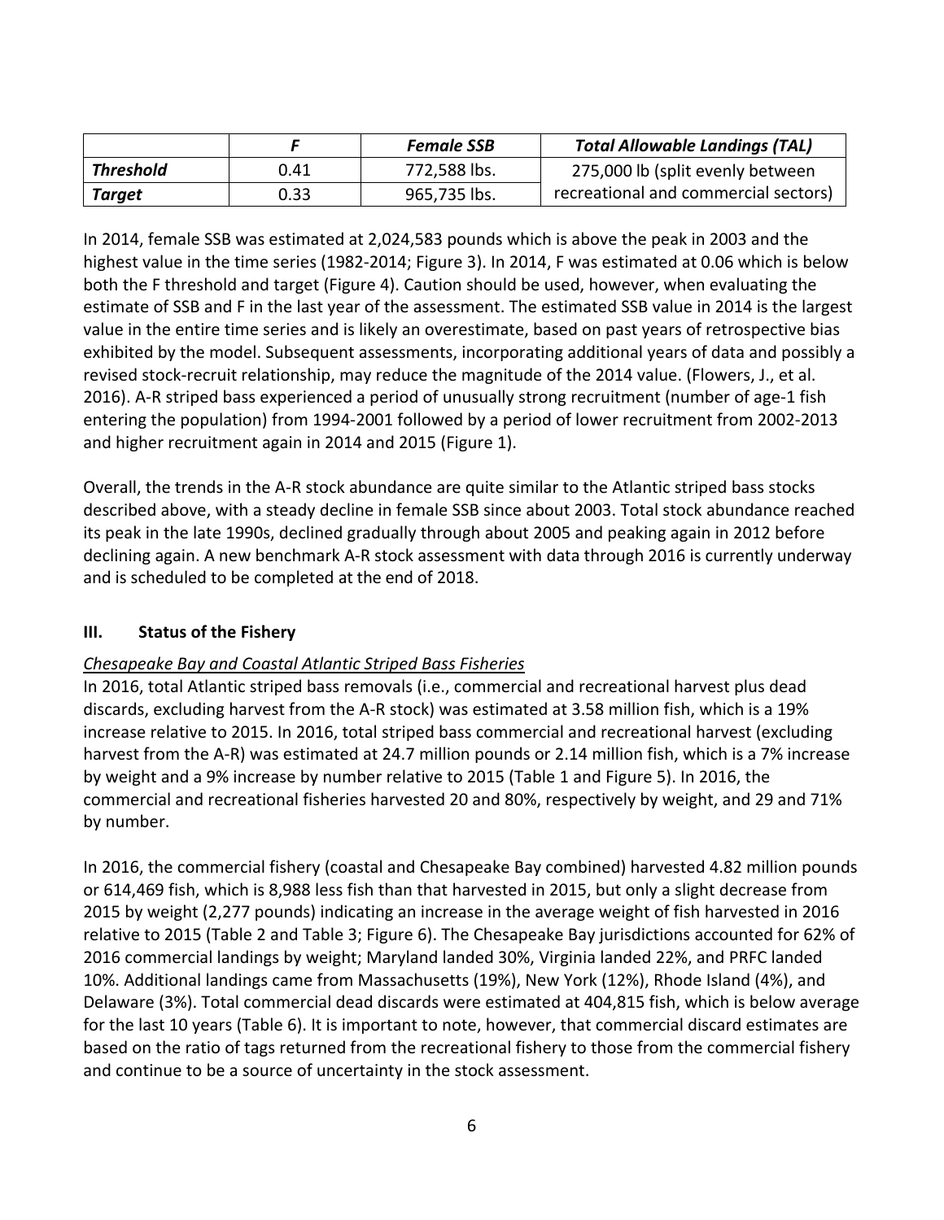| | *F* | *Female SSB* | *Total Allowable Landings (TAL)* |
|---|---|---|---|
| ***Threshold*** | 0.41 | 772,588 lbs. | 275,000 lb (split evenly between recreational and commercial sectors) |
| ***Target*** | 0.33 | 965,735 lbs. | |

In 2014, female SSB was estimated at 2,024,583 pounds which is above the peak in 2003 and the highest value in the time series (1982-2014; Figure 3). In 2014, F was estimated at 0.06 which is below both the F threshold and target (Figure 4). Caution should be used, however, when evaluating the estimate of SSB and F in the last year of the assessment. The estimated SSB value in 2014 is the largest value in the entire time series and is likely an overestimate, based on past years of retrospective bias exhibited by the model. Subsequent assessments, incorporating additional years of data and possibly a revised stock-recruit relationship, may reduce the magnitude of the 2014 value. (Flowers, J., et al. 2016). A-R striped bass experienced a period of unusually strong recruitment (number of age-1 fish entering the population) from 1994-2001 followed by a period of lower recruitment from 2002-2013 and higher recruitment again in 2014 and 2015 (Figure 1).

Overall, the trends in the A-R stock abundance are quite similar to the Atlantic striped bass stocks described above, with a steady decline in female SSB since about 2003. Total stock abundance reached its peak in the late 1990s, declined gradually through about 2005 and peaking again in 2012 before declining again. A new benchmark A-R stock assessment with data through 2016 is currently underway and is scheduled to be completed at the end of 2018.

## III. Status of the Fishery

*Chesapeake Bay and Coastal Atlantic Striped Bass Fisheries*

In 2016, total Atlantic striped bass removals (i.e., commercial and recreational harvest plus dead discards, excluding harvest from the A-R stock) was estimated at 3.58 million fish, which is a 19% increase relative to 2015. In 2016, total striped bass commercial and recreational harvest (excluding harvest from the A-R) was estimated at 24.7 million pounds or 2.14 million fish, which is a 7% increase by weight and a 9% increase by number relative to 2015 (Table 1 and Figure 5). In 2016, the commercial and recreational fisheries harvested 20 and 80%, respectively by weight, and 29 and 71% by number.

In 2016, the commercial fishery (coastal and Chesapeake Bay combined) harvested 4.82 million pounds or 614,469 fish, which is 8,988 less fish than that harvested in 2015, but only a slight decrease from 2015 by weight (2,277 pounds) indicating an increase in the average weight of fish harvested in 2016 relative to 2015 (Table 2 and Table 3; Figure 6). The Chesapeake Bay jurisdictions accounted for 62% of 2016 commercial landings by weight; Maryland landed 30%, Virginia landed 22%, and PRFC landed 10%. Additional landings came from Massachusetts (19%), New York (12%), Rhode Island (4%), and Delaware (3%). Total commercial dead discards were estimated at 404,815 fish, which is below average for the last 10 years (Table 6). It is important to note, however, that commercial discard estimates are based on the ratio of tags returned from the recreational fishery to those from the commercial fishery and continue to be a source of uncertainty in the stock assessment.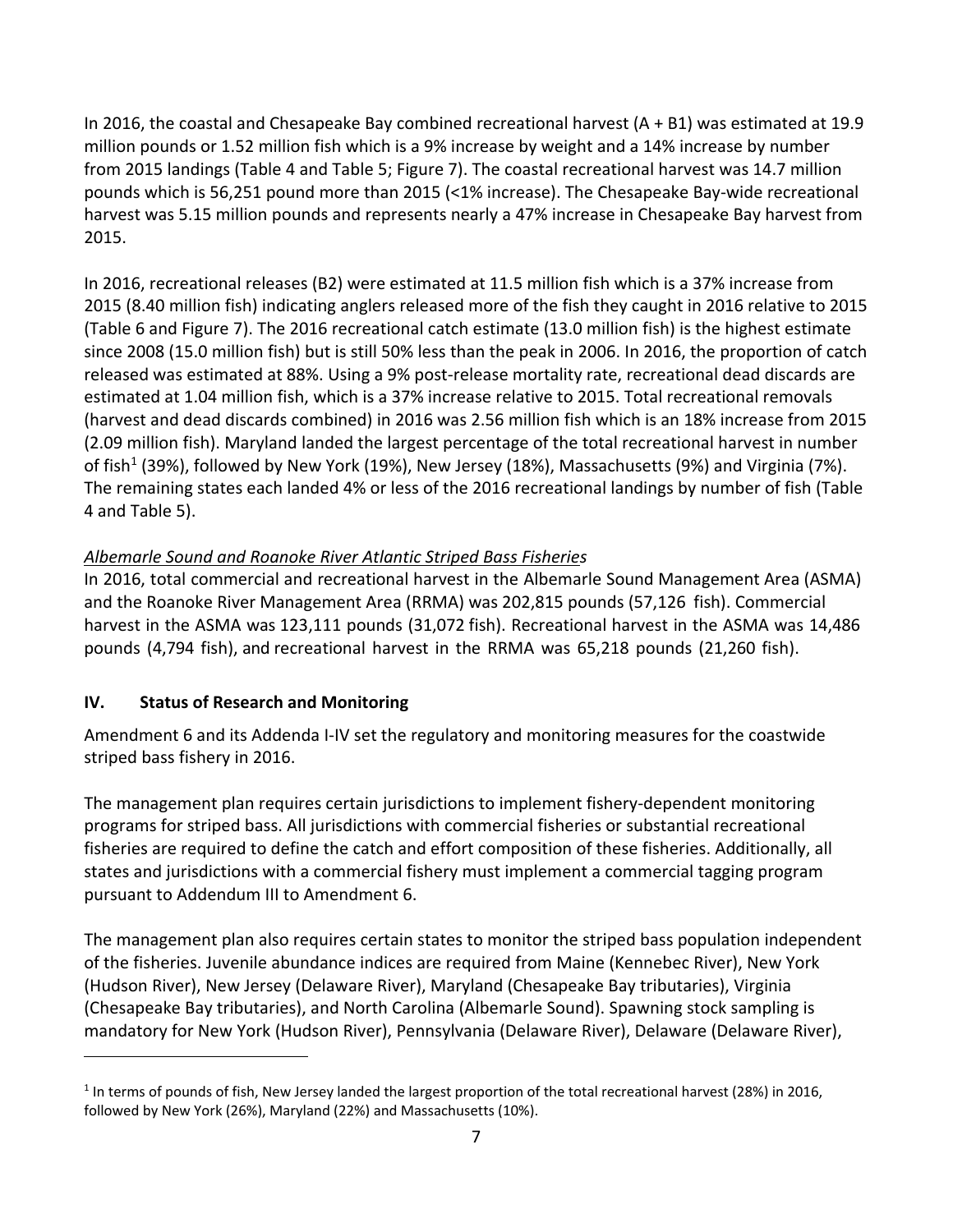In 2016, the coastal and Chesapeake Bay combined recreational harvest (A + B1) was estimated at 19.9 million pounds or 1.52 million fish which is a 9% increase by weight and a 14% increase by number from 2015 landings (Table 4 and Table 5; Figure 7). The coastal recreational harvest was 14.7 million pounds which is 56,251 pound more than 2015 (<1% increase). The Chesapeake Bay-wide recreational harvest was 5.15 million pounds and represents nearly a 47% increase in Chesapeake Bay harvest from 2015.

In 2016, recreational releases (B2) were estimated at 11.5 million fish which is a 37% increase from 2015 (8.40 million fish) indicating anglers released more of the fish they caught in 2016 relative to 2015 (Table 6 and Figure 7). The 2016 recreational catch estimate (13.0 million fish) is the highest estimate since 2008 (15.0 million fish) but is still 50% less than the peak in 2006. In 2016, the proportion of catch released was estimated at 88%. Using a 9% post-release mortality rate, recreational dead discards are estimated at 1.04 million fish, which is a 37% increase relative to 2015. Total recreational removals (harvest and dead discards combined) in 2016 was 2.56 million fish which is an 18% increase from 2015 (2.09 million fish). Maryland landed the largest percentage of the total recreational harvest in number of fish[1] (39%), followed by New York (19%), New Jersey (18%), Massachusetts (9%) and Virginia (7%). The remaining states each landed 4% or less of the 2016 recreational landings by number of fish (Table 4 and Table 5).

*Albemarle Sound and Roanoke River Atlantic Striped Bass Fisheries*

In 2016, total commercial and recreational harvest in the Albemarle Sound Management Area (ASMA) and the Roanoke River Management Area (RRMA) was 202,815 pounds (57,126 fish). Commercial harvest in the ASMA was 123,111 pounds (31,072 fish). Recreational harvest in the ASMA was 14,486 pounds (4,794 fish), and recreational harvest in the RRMA was 65,218 pounds (21,260 fish).

## IV. Status of Research and Monitoring

Amendment 6 and its Addenda I-IV set the regulatory and monitoring measures for the coastwide striped bass fishery in 2016.

The management plan requires certain jurisdictions to implement fishery-dependent monitoring programs for striped bass. All jurisdictions with commercial fisheries or substantial recreational fisheries are required to define the catch and effort composition of these fisheries. Additionally, all states and jurisdictions with a commercial fishery must implement a commercial tagging program pursuant to Addendum III to Amendment 6.

The management plan also requires certain states to monitor the striped bass population independent of the fisheries. Juvenile abundance indices are required from Maine (Kennebec River), New York (Hudson River), New Jersey (Delaware River), Maryland (Chesapeake Bay tributaries), Virginia (Chesapeake Bay tributaries), and North Carolina (Albemarle Sound). Spawning stock sampling is mandatory for New York (Hudson River), Pennsylvania (Delaware River), Delaware (Delaware River),

[1] In terms of pounds of fish, New Jersey landed the largest proportion of the total recreational harvest (28%) in 2016, followed by New York (26%), Maryland (22%) and Massachusetts (10%).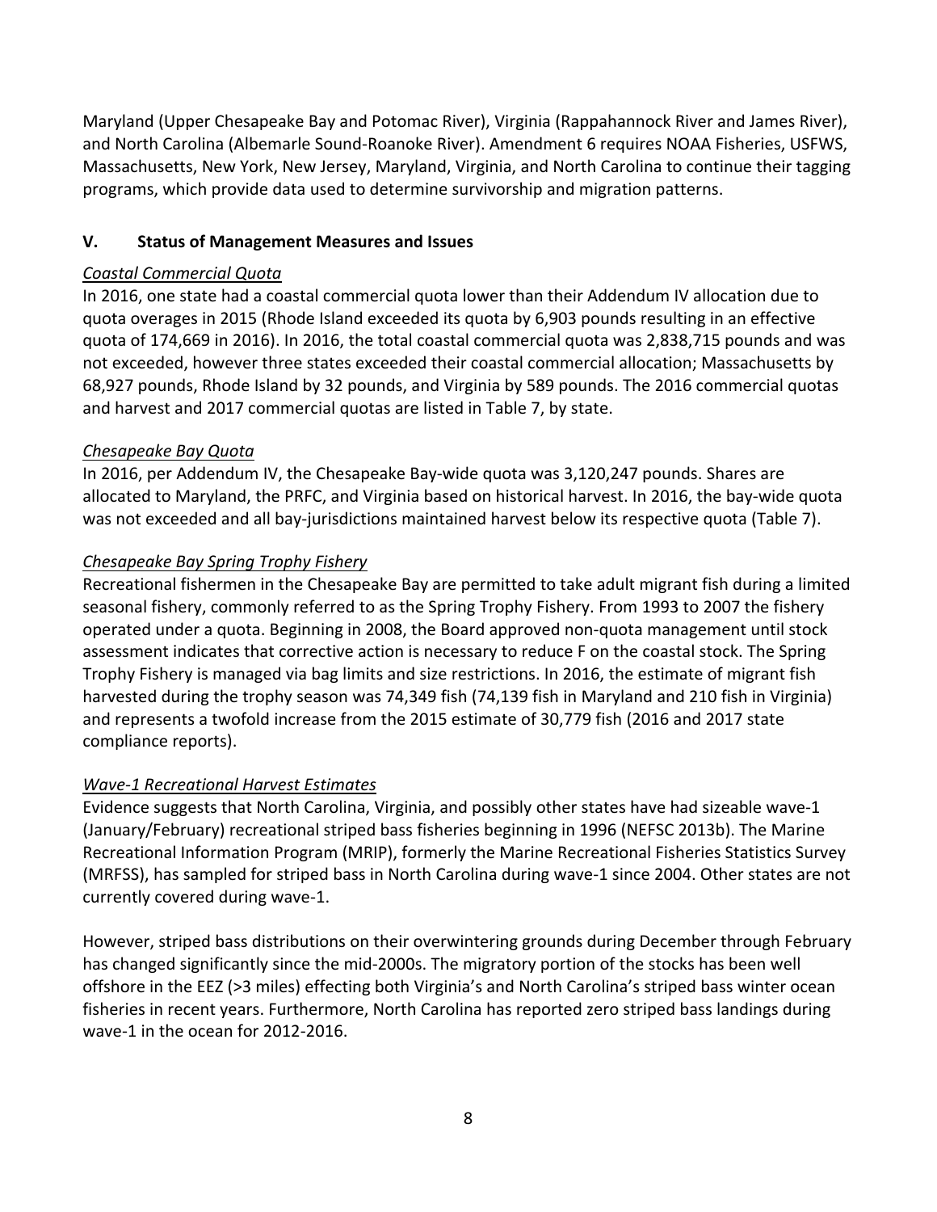Maryland (Upper Chesapeake Bay and Potomac River), Virginia (Rappahannock River and James River), and North Carolina (Albemarle Sound-Roanoke River). Amendment 6 requires NOAA Fisheries, USFWS, Massachusetts, New York, New Jersey, Maryland, Virginia, and North Carolina to continue their tagging programs, which provide data used to determine survivorship and migration patterns.

## V. Status of Management Measures and Issues

*Coastal Commercial Quota*

In 2016, one state had a coastal commercial quota lower than their Addendum IV allocation due to quota overages in 2015 (Rhode Island exceeded its quota by 6,903 pounds resulting in an effective quota of 174,669 in 2016). In 2016, the total coastal commercial quota was 2,838,715 pounds and was not exceeded, however three states exceeded their coastal commercial allocation; Massachusetts by 68,927 pounds, Rhode Island by 32 pounds, and Virginia by 589 pounds. The 2016 commercial quotas and harvest and 2017 commercial quotas are listed in Table 7, by state.

*Chesapeake Bay Quota*

In 2016, per Addendum IV, the Chesapeake Bay-wide quota was 3,120,247 pounds. Shares are allocated to Maryland, the PRFC, and Virginia based on historical harvest. In 2016, the bay-wide quota was not exceeded and all bay-jurisdictions maintained harvest below its respective quota (Table 7).

*Chesapeake Bay Spring Trophy Fishery*

Recreational fishermen in the Chesapeake Bay are permitted to take adult migrant fish during a limited seasonal fishery, commonly referred to as the Spring Trophy Fishery. From 1993 to 2007 the fishery operated under a quota. Beginning in 2008, the Board approved non-quota management until stock assessment indicates that corrective action is necessary to reduce F on the coastal stock. The Spring Trophy Fishery is managed via bag limits and size restrictions. In 2016, the estimate of migrant fish harvested during the trophy season was 74,349 fish (74,139 fish in Maryland and 210 fish in Virginia) and represents a twofold increase from the 2015 estimate of 30,779 fish (2016 and 2017 state compliance reports).

*Wave-1 Recreational Harvest Estimates*

Evidence suggests that North Carolina, Virginia, and possibly other states have had sizeable wave-1 (January/February) recreational striped bass fisheries beginning in 1996 (NEFSC 2013b). The Marine Recreational Information Program (MRIP), formerly the Marine Recreational Fisheries Statistics Survey (MRFSS), has sampled for striped bass in North Carolina during wave-1 since 2004. Other states are not currently covered during wave-1.

However, striped bass distributions on their overwintering grounds during December through February has changed significantly since the mid-2000s. The migratory portion of the stocks has been well offshore in the EEZ (>3 miles) effecting both Virginia's and North Carolina's striped bass winter ocean fisheries in recent years. Furthermore, North Carolina has reported zero striped bass landings during wave-1 in the ocean for 2012-2016.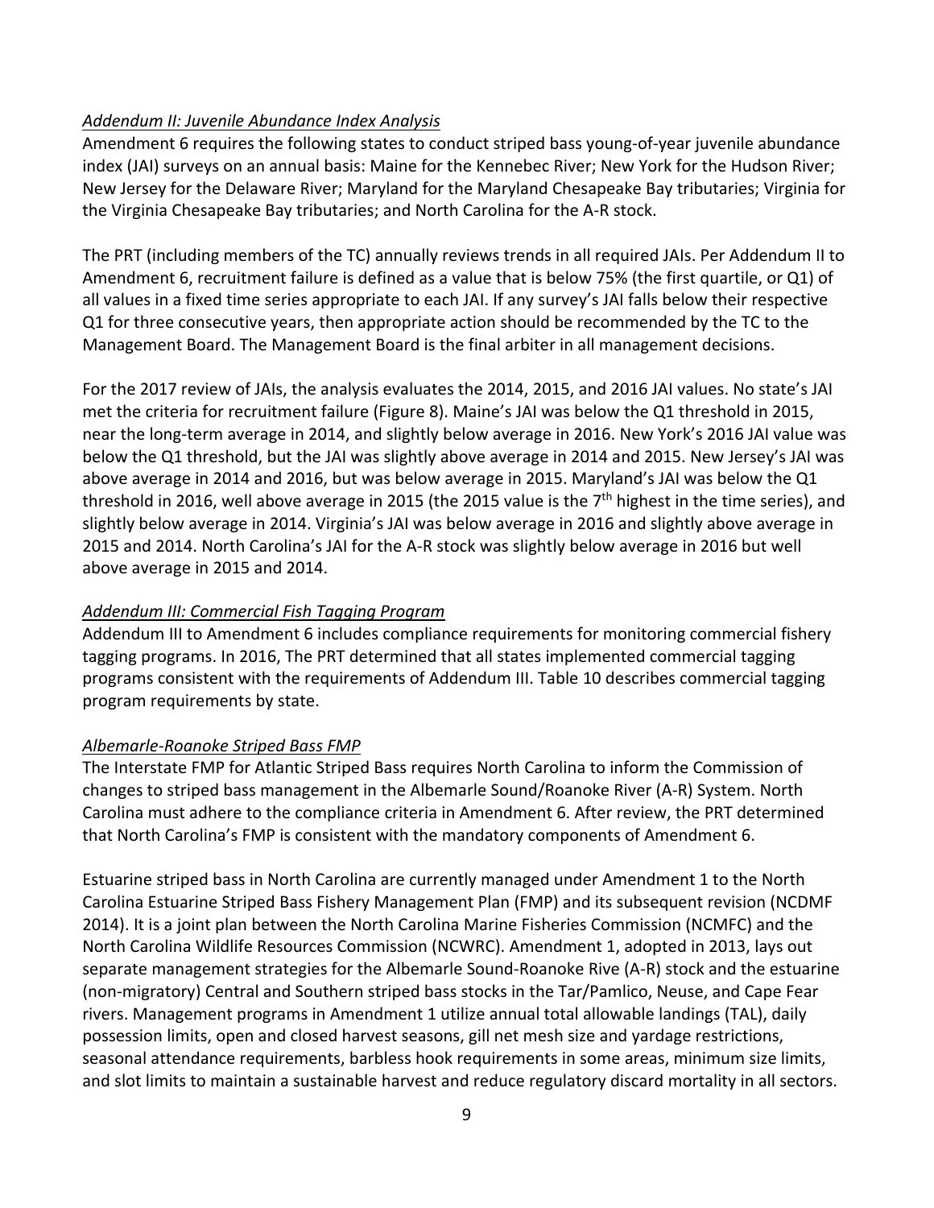*Addendum II: Juvenile Abundance Index Analysis*

Amendment 6 requires the following states to conduct striped bass young-of-year juvenile abundance index (JAI) surveys on an annual basis: Maine for the Kennebec River; New York for the Hudson River; New Jersey for the Delaware River; Maryland for the Maryland Chesapeake Bay tributaries; Virginia for the Virginia Chesapeake Bay tributaries; and North Carolina for the A-R stock.

The PRT (including members of the TC) annually reviews trends in all required JAIs. Per Addendum II to Amendment 6, recruitment failure is defined as a value that is below 75% (the first quartile, or Q1) of all values in a fixed time series appropriate to each JAI. If any survey's JAI falls below their respective Q1 for three consecutive years, then appropriate action should be recommended by the TC to the Management Board. The Management Board is the final arbiter in all management decisions.

For the 2017 review of JAIs, the analysis evaluates the 2014, 2015, and 2016 JAI values. No state's JAI met the criteria for recruitment failure (Figure 8). Maine's JAI was below the Q1 threshold in 2015, near the long-term average in 2014, and slightly below average in 2016. New York's 2016 JAI value was below the Q1 threshold, but the JAI was slightly above average in 2014 and 2015. New Jersey's JAI was above average in 2014 and 2016, but was below average in 2015. Maryland's JAI was below the Q1 threshold in 2016, well above average in 2015 (the 2015 value is the 7th highest in the time series), and slightly below average in 2014. Virginia's JAI was below average in 2016 and slightly above average in 2015 and 2014. North Carolina's JAI for the A-R stock was slightly below average in 2016 but well above average in 2015 and 2014.

*Addendum III: Commercial Fish Tagging Program*

Addendum III to Amendment 6 includes compliance requirements for monitoring commercial fishery tagging programs. In 2016, The PRT determined that all states implemented commercial tagging programs consistent with the requirements of Addendum III. Table 10 describes commercial tagging program requirements by state.

*Albemarle-Roanoke Striped Bass FMP*

The Interstate FMP for Atlantic Striped Bass requires North Carolina to inform the Commission of changes to striped bass management in the Albemarle Sound/Roanoke River (A-R) System. North Carolina must adhere to the compliance criteria in Amendment 6. After review, the PRT determined that North Carolina's FMP is consistent with the mandatory components of Amendment 6.

Estuarine striped bass in North Carolina are currently managed under Amendment 1 to the North Carolina Estuarine Striped Bass Fishery Management Plan (FMP) and its subsequent revision (NCDMF 2014). It is a joint plan between the North Carolina Marine Fisheries Commission (NCMFC) and the North Carolina Wildlife Resources Commission (NCWRC). Amendment 1, adopted in 2013, lays out separate management strategies for the Albemarle Sound-Roanoke Rive (A-R) stock and the estuarine (non-migratory) Central and Southern striped bass stocks in the Tar/Pamlico, Neuse, and Cape Fear rivers. Management programs in Amendment 1 utilize annual total allowable landings (TAL), daily possession limits, open and closed harvest seasons, gill net mesh size and yardage restrictions, seasonal attendance requirements, barbless hook requirements in some areas, minimum size limits, and slot limits to maintain a sustainable harvest and reduce regulatory discard mortality in all sectors.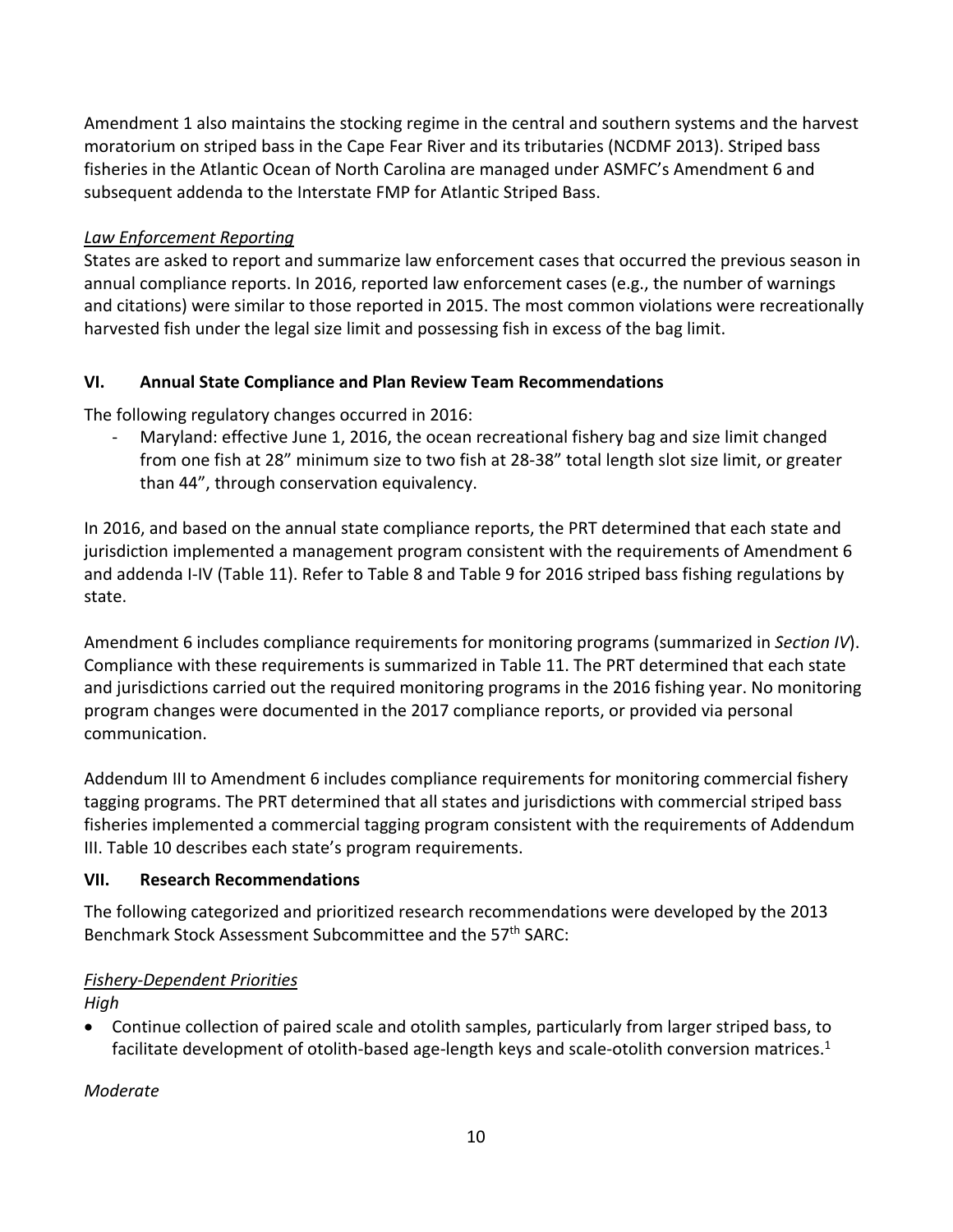Amendment 1 also maintains the stocking regime in the central and southern systems and the harvest moratorium on striped bass in the Cape Fear River and its tributaries (NCDMF 2013). Striped bass fisheries in the Atlantic Ocean of North Carolina are managed under ASMFC's Amendment 6 and subsequent addenda to the Interstate FMP for Atlantic Striped Bass.

*Law Enforcement Reporting*

States are asked to report and summarize law enforcement cases that occurred the previous season in annual compliance reports. In 2016, reported law enforcement cases (e.g., the number of warnings and citations) were similar to those reported in 2015. The most common violations were recreationally harvested fish under the legal size limit and possessing fish in excess of the bag limit.

## VI. Annual State Compliance and Plan Review Team Recommendations

The following regulatory changes occurred in 2016:

- Maryland: effective June 1, 2016, the ocean recreational fishery bag and size limit changed from one fish at 28" minimum size to two fish at 28-38" total length slot size limit, or greater than 44", through conservation equivalency.

In 2016, and based on the annual state compliance reports, the PRT determined that each state and jurisdiction implemented a management program consistent with the requirements of Amendment 6 and addenda I-IV (Table 11). Refer to Table 8 and Table 9 for 2016 striped bass fishing regulations by state.

Amendment 6 includes compliance requirements for monitoring programs (summarized in *Section IV*). Compliance with these requirements is summarized in Table 11. The PRT determined that each state and jurisdictions carried out the required monitoring programs in the 2016 fishing year. No monitoring program changes were documented in the 2017 compliance reports, or provided via personal communication.

Addendum III to Amendment 6 includes compliance requirements for monitoring commercial fishery tagging programs. The PRT determined that all states and jurisdictions with commercial striped bass fisheries implemented a commercial tagging program consistent with the requirements of Addendum III. Table 10 describes each state's program requirements.

## VII. Research Recommendations

The following categorized and prioritized research recommendations were developed by the 2013 Benchmark Stock Assessment Subcommittee and the 57th SARC:

*Fishery-Dependent Priorities*

*High*

- Continue collection of paired scale and otolith samples, particularly from larger striped bass, to facilitate development of otolith-based age-length keys and scale-otolith conversion matrices.[1]

*Moderate*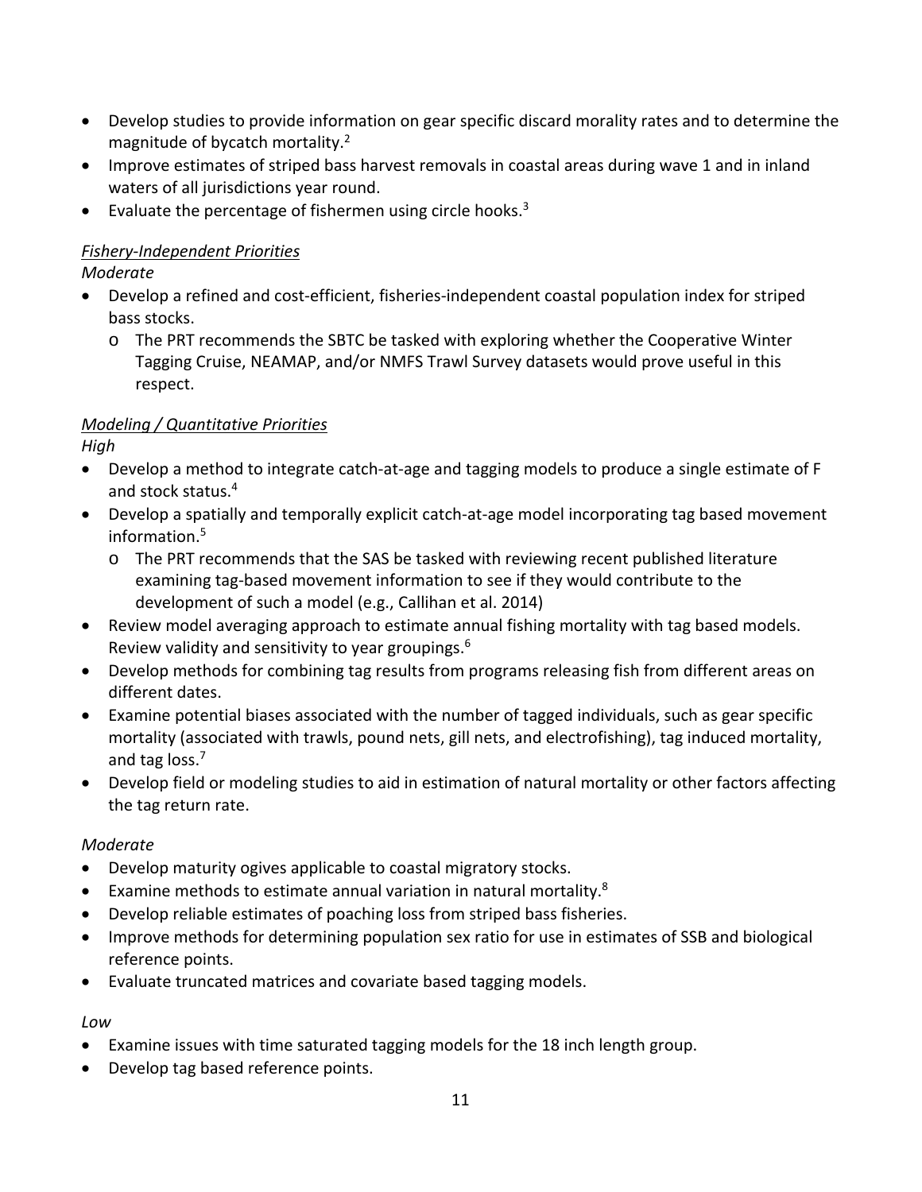- Develop studies to provide information on gear specific discard morality rates and to determine the magnitude of bycatch mortality.[2]
- Improve estimates of striped bass harvest removals in coastal areas during wave 1 and in inland waters of all jurisdictions year round.
- Evaluate the percentage of fishermen using circle hooks.[3]

*Fishery-Independent Priorities*

*Moderate*

- Develop a refined and cost-efficient, fisheries-independent coastal population index for striped bass stocks.
  - The PRT recommends the SBTC be tasked with exploring whether the Cooperative Winter Tagging Cruise, NEAMAP, and/or NMFS Trawl Survey datasets would prove useful in this respect.

*Modeling / Quantitative Priorities*

*High*

- Develop a method to integrate catch-at-age and tagging models to produce a single estimate of F and stock status.[4]
- Develop a spatially and temporally explicit catch-at-age model incorporating tag based movement information.[5]
  - The PRT recommends that the SAS be tasked with reviewing recent published literature examining tag-based movement information to see if they would contribute to the development of such a model (e.g., Callihan et al. 2014)
- Review model averaging approach to estimate annual fishing mortality with tag based models. Review validity and sensitivity to year groupings.[6]
- Develop methods for combining tag results from programs releasing fish from different areas on different dates.
- Examine potential biases associated with the number of tagged individuals, such as gear specific mortality (associated with trawls, pound nets, gill nets, and electrofishing), tag induced mortality, and tag loss.[7]
- Develop field or modeling studies to aid in estimation of natural mortality or other factors affecting the tag return rate.

*Moderate*

- Develop maturity ogives applicable to coastal migratory stocks.
- Examine methods to estimate annual variation in natural mortality.[8]
- Develop reliable estimates of poaching loss from striped bass fisheries.
- Improve methods for determining population sex ratio for use in estimates of SSB and biological reference points.
- Evaluate truncated matrices and covariate based tagging models.

*Low*

- Examine issues with time saturated tagging models for the 18 inch length group.
- Develop tag based reference points.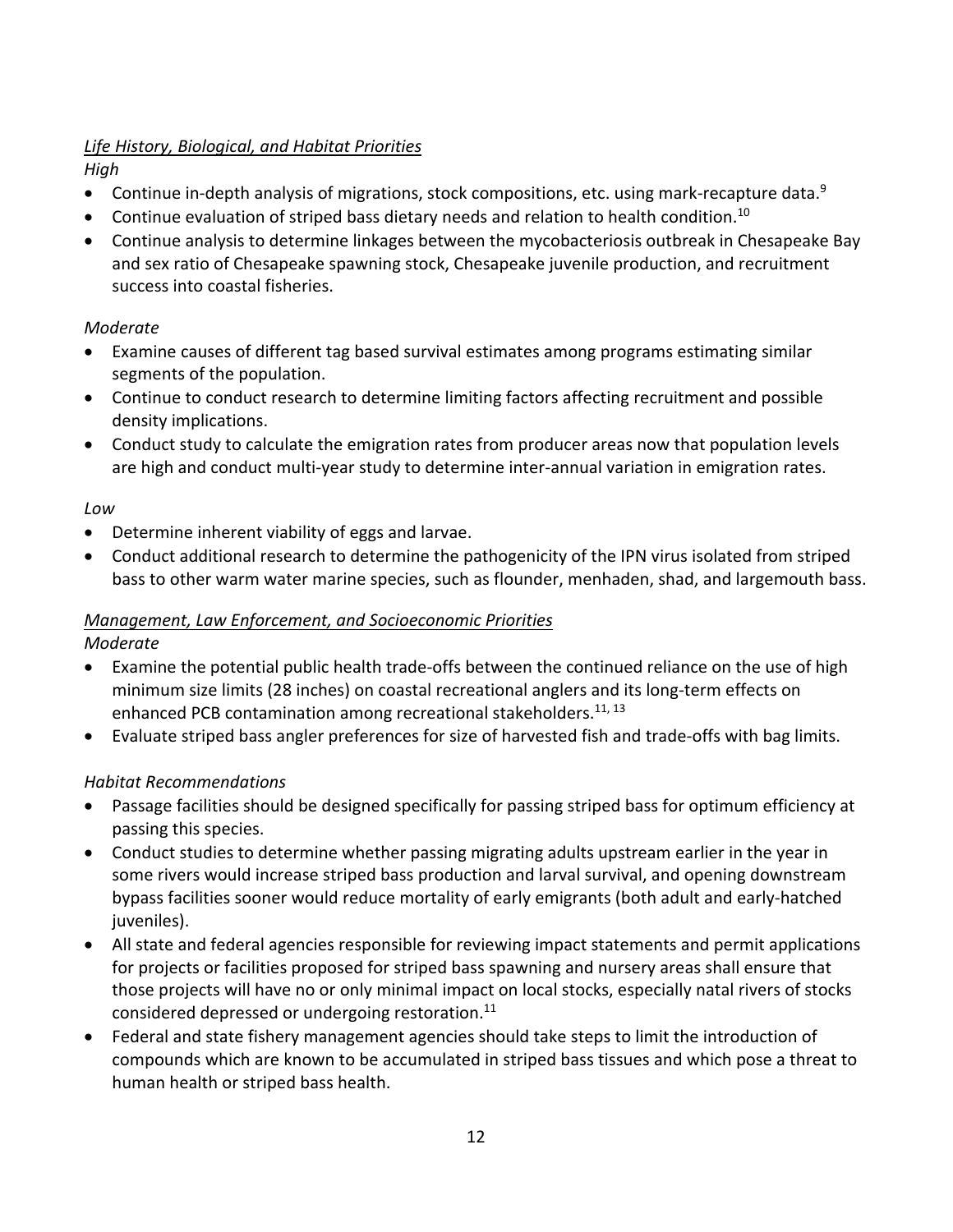*Life History, Biological, and Habitat Priorities*

*High*

- Continue in-depth analysis of migrations, stock compositions, etc. using mark-recapture data.[9]
- Continue evaluation of striped bass dietary needs and relation to health condition.[10]
- Continue analysis to determine linkages between the mycobacteriosis outbreak in Chesapeake Bay and sex ratio of Chesapeake spawning stock, Chesapeake juvenile production, and recruitment success into coastal fisheries.

*Moderate*

- Examine causes of different tag based survival estimates among programs estimating similar segments of the population.
- Continue to conduct research to determine limiting factors affecting recruitment and possible density implications.
- Conduct study to calculate the emigration rates from producer areas now that population levels are high and conduct multi-year study to determine inter-annual variation in emigration rates.

*Low*

- Determine inherent viability of eggs and larvae.
- Conduct additional research to determine the pathogenicity of the IPN virus isolated from striped bass to other warm water marine species, such as flounder, menhaden, shad, and largemouth bass.

*Management, Law Enforcement, and Socioeconomic Priorities*

*Moderate*

- Examine the potential public health trade-offs between the continued reliance on the use of high minimum size limits (28 inches) on coastal recreational anglers and its long-term effects on enhanced PCB contamination among recreational stakeholders.[11, 13]
- Evaluate striped bass angler preferences for size of harvested fish and trade-offs with bag limits.

*Habitat Recommendations*

- Passage facilities should be designed specifically for passing striped bass for optimum efficiency at passing this species.
- Conduct studies to determine whether passing migrating adults upstream earlier in the year in some rivers would increase striped bass production and larval survival, and opening downstream bypass facilities sooner would reduce mortality of early emigrants (both adult and early-hatched juveniles).
- All state and federal agencies responsible for reviewing impact statements and permit applications for projects or facilities proposed for striped bass spawning and nursery areas shall ensure that those projects will have no or only minimal impact on local stocks, especially natal rivers of stocks considered depressed or undergoing restoration.[11]
- Federal and state fishery management agencies should take steps to limit the introduction of compounds which are known to be accumulated in striped bass tissues and which pose a threat to human health or striped bass health.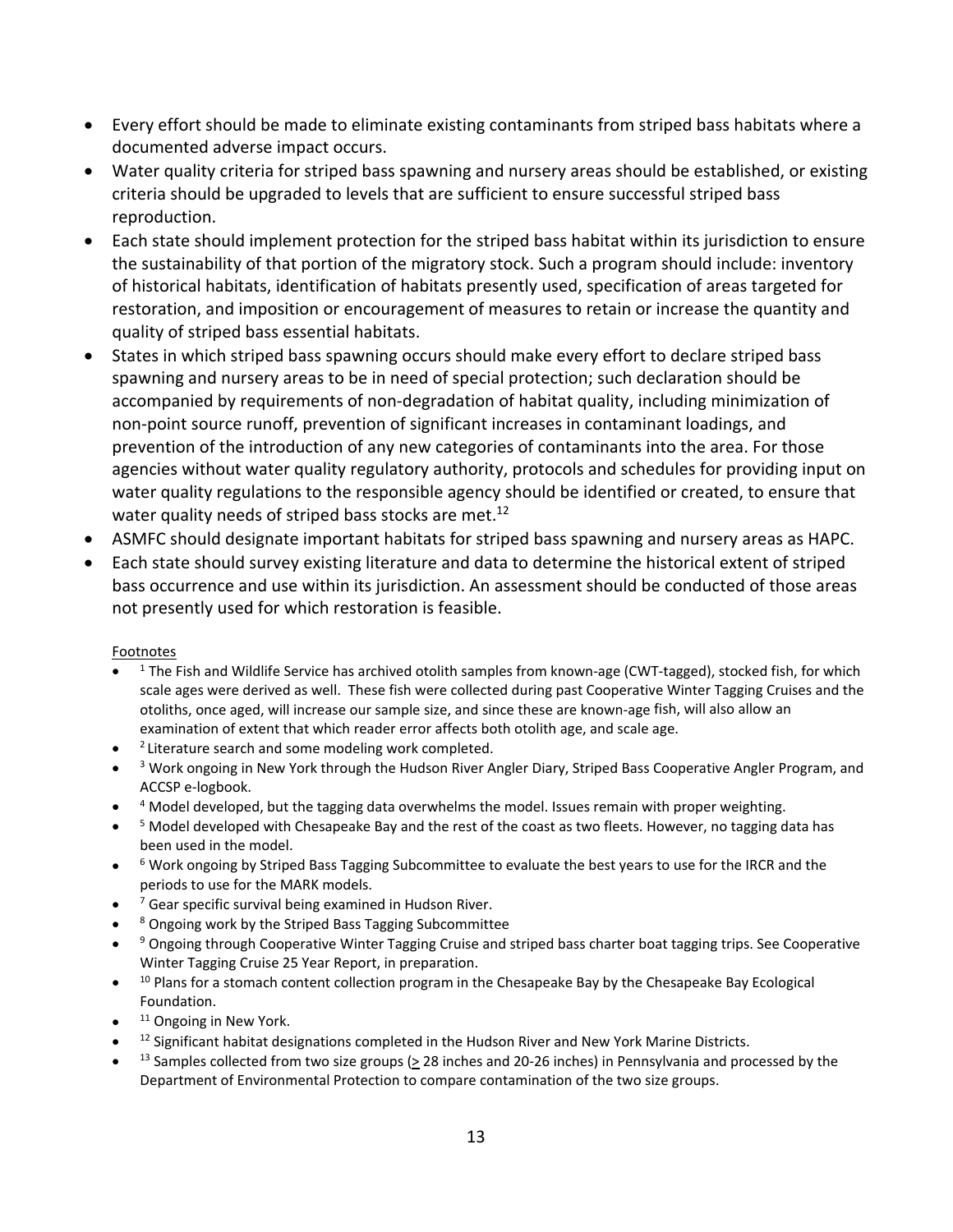- Every effort should be made to eliminate existing contaminants from striped bass habitats where a documented adverse impact occurs.
- Water quality criteria for striped bass spawning and nursery areas should be established, or existing criteria should be upgraded to levels that are sufficient to ensure successful striped bass reproduction.
- Each state should implement protection for the striped bass habitat within its jurisdiction to ensure the sustainability of that portion of the migratory stock. Such a program should include: inventory of historical habitats, identification of habitats presently used, specification of areas targeted for restoration, and imposition or encouragement of measures to retain or increase the quantity and quality of striped bass essential habitats.
- States in which striped bass spawning occurs should make every effort to declare striped bass spawning and nursery areas to be in need of special protection; such declaration should be accompanied by requirements of non-degradation of habitat quality, including minimization of non-point source runoff, prevention of significant increases in contaminant loadings, and prevention of the introduction of any new categories of contaminants into the area. For those agencies without water quality regulatory authority, protocols and schedules for providing input on water quality regulations to the responsible agency should be identified or created, to ensure that water quality needs of striped bass stocks are met.[12]
- ASMFC should designate important habitats for striped bass spawning and nursery areas as HAPC.
- Each state should survey existing literature and data to determine the historical extent of striped bass occurrence and use within its jurisdiction. An assessment should be conducted of those areas not presently used for which restoration is feasible.

Footnotes

- [1] The Fish and Wildlife Service has archived otolith samples from known-age (CWT-tagged), stocked fish, for which scale ages were derived as well. These fish were collected during past Cooperative Winter Tagging Cruises and the otoliths, once aged, will increase our sample size, and since these are known-age fish, will also allow an examination of extent that which reader error affects both otolith age, and scale age.
- [2] Literature search and some modeling work completed.
- [3] Work ongoing in New York through the Hudson River Angler Diary, Striped Bass Cooperative Angler Program, and ACCSP e-logbook.
- [4] Model developed, but the tagging data overwhelms the model. Issues remain with proper weighting.
- [5] Model developed with Chesapeake Bay and the rest of the coast as two fleets. However, no tagging data has been used in the model.
- [6] Work ongoing by Striped Bass Tagging Subcommittee to evaluate the best years to use for the IRCR and the periods to use for the MARK models.
- [7] Gear specific survival being examined in Hudson River.
- [8] Ongoing work by the Striped Bass Tagging Subcommittee
- [9] Ongoing through Cooperative Winter Tagging Cruise and striped bass charter boat tagging trips. See Cooperative Winter Tagging Cruise 25 Year Report, in preparation.
- [10] Plans for a stomach content collection program in the Chesapeake Bay by the Chesapeake Bay Ecological Foundation.
- [11] Ongoing in New York.
- [12] Significant habitat designations completed in the Hudson River and New York Marine Districts.
- [13] Samples collected from two size groups (≥ 28 inches and 20-26 inches) in Pennsylvania and processed by the Department of Environmental Protection to compare contamination of the two size groups.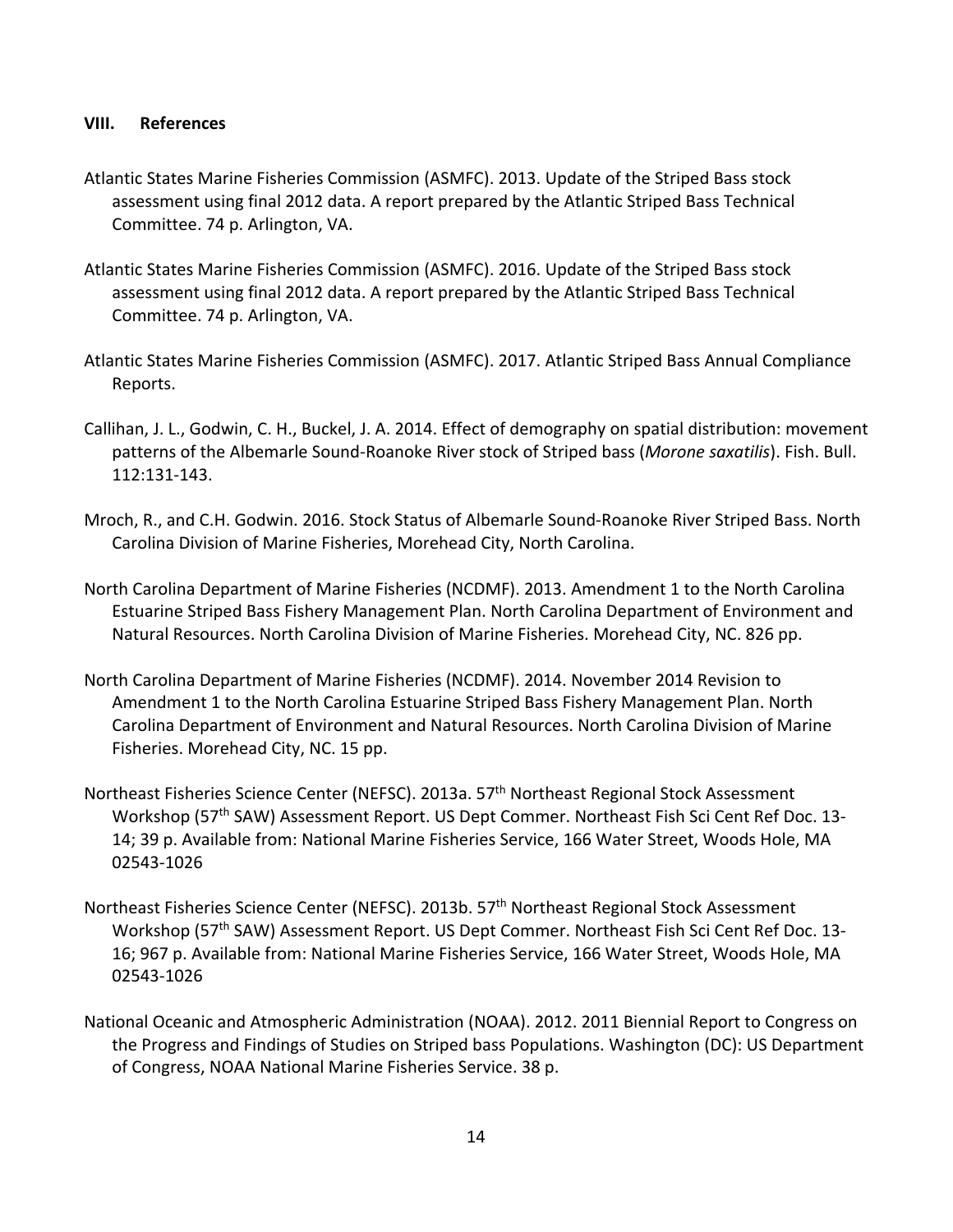## VIII. References

Atlantic States Marine Fisheries Commission (ASMFC). 2013. Update of the Striped Bass stock assessment using final 2012 data. A report prepared by the Atlantic Striped Bass Technical Committee. 74 p. Arlington, VA.

Atlantic States Marine Fisheries Commission (ASMFC). 2016. Update of the Striped Bass stock assessment using final 2012 data. A report prepared by the Atlantic Striped Bass Technical Committee. 74 p. Arlington, VA.

Atlantic States Marine Fisheries Commission (ASMFC). 2017. Atlantic Striped Bass Annual Compliance Reports.

Callihan, J. L., Godwin, C. H., Buckel, J. A. 2014. Effect of demography on spatial distribution: movement patterns of the Albemarle Sound-Roanoke River stock of Striped bass (*Morone saxatilis*). Fish. Bull. 112:131-143.

Mroch, R., and C.H. Godwin. 2016. Stock Status of Albemarle Sound-Roanoke River Striped Bass. North Carolina Division of Marine Fisheries, Morehead City, North Carolina.

North Carolina Department of Marine Fisheries (NCDMF). 2013. Amendment 1 to the North Carolina Estuarine Striped Bass Fishery Management Plan. North Carolina Department of Environment and Natural Resources. North Carolina Division of Marine Fisheries. Morehead City, NC. 826 pp.

North Carolina Department of Marine Fisheries (NCDMF). 2014. November 2014 Revision to Amendment 1 to the North Carolina Estuarine Striped Bass Fishery Management Plan. North Carolina Department of Environment and Natural Resources. North Carolina Division of Marine Fisheries. Morehead City, NC. 15 pp.

Northeast Fisheries Science Center (NEFSC). 2013a. 57th Northeast Regional Stock Assessment Workshop (57th SAW) Assessment Report. US Dept Commer. Northeast Fish Sci Cent Ref Doc. 13-14; 39 p. Available from: National Marine Fisheries Service, 166 Water Street, Woods Hole, MA 02543-1026

Northeast Fisheries Science Center (NEFSC). 2013b. 57th Northeast Regional Stock Assessment Workshop (57th SAW) Assessment Report. US Dept Commer. Northeast Fish Sci Cent Ref Doc. 13-16; 967 p. Available from: National Marine Fisheries Service, 166 Water Street, Woods Hole, MA 02543-1026

National Oceanic and Atmospheric Administration (NOAA). 2012. 2011 Biennial Report to Congress on the Progress and Findings of Studies on Striped bass Populations. Washington (DC): US Department of Congress, NOAA National Marine Fisheries Service. 38 p.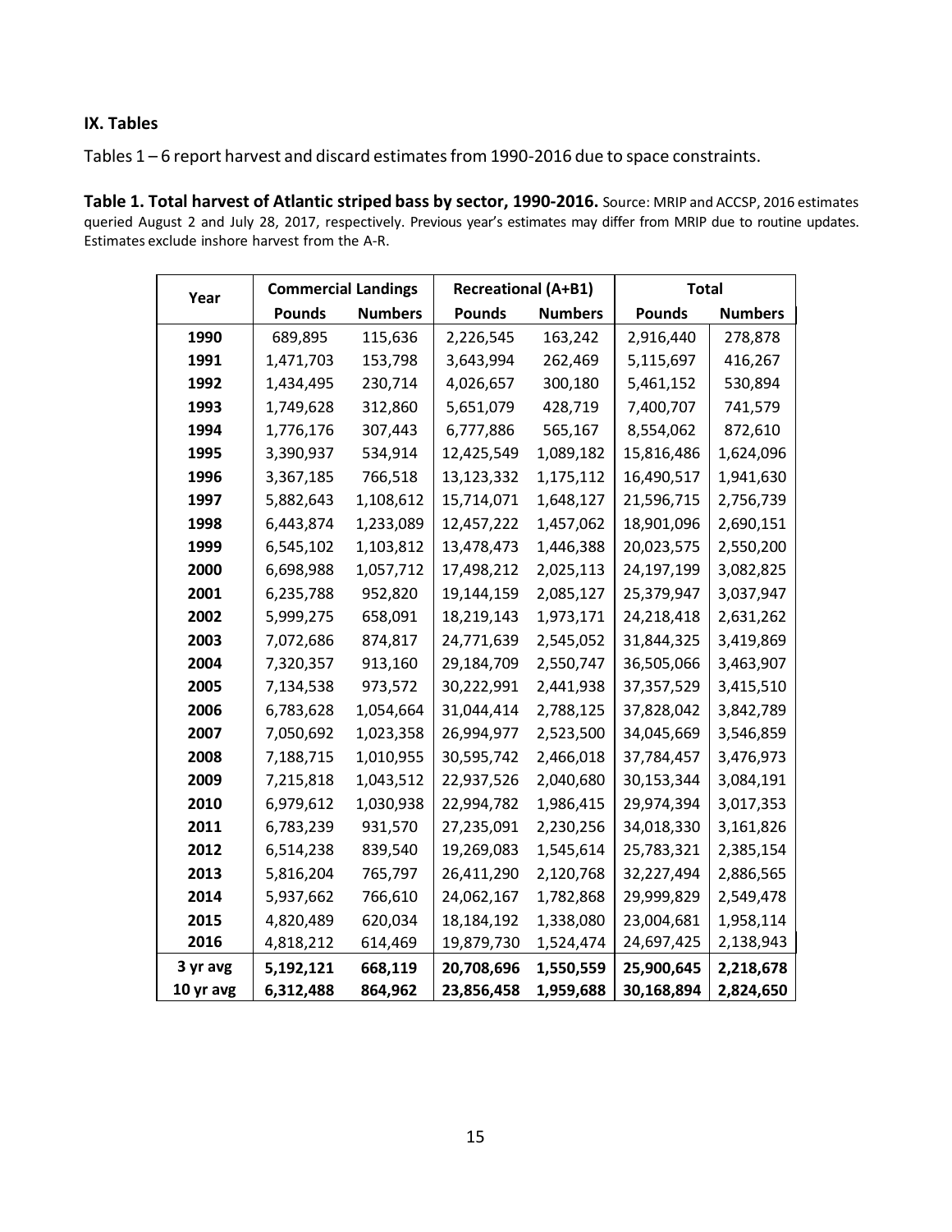## IX. Tables

Tables 1 – 6 report harvest and discard estimates from 1990-2016 due to space constraints.

**Table 1. Total harvest of Atlantic striped bass by sector, 1990-2016.** Source: MRIP and ACCSP, 2016 estimates queried August 2 and July 28, 2017, respectively. Previous year's estimates may differ from MRIP due to routine updates. Estimates exclude inshore harvest from the A-R.

| Year | Commercial Landings | | Recreational (A+B1) | | Total | |
|---|---|---|---|---|---|---|
| | Pounds | Numbers | Pounds | Numbers | Pounds | Numbers |
| 1990 | 689,895 | 115,636 | 2,226,545 | 163,242 | 2,916,440 | 278,878 |
| 1991 | 1,471,703 | 153,798 | 3,643,994 | 262,469 | 5,115,697 | 416,267 |
| 1992 | 1,434,495 | 230,714 | 4,026,657 | 300,180 | 5,461,152 | 530,894 |
| 1993 | 1,749,628 | 312,860 | 5,651,079 | 428,719 | 7,400,707 | 741,579 |
| 1994 | 1,776,176 | 307,443 | 6,777,886 | 565,167 | 8,554,062 | 872,610 |
| 1995 | 3,390,937 | 534,914 | 12,425,549 | 1,089,182 | 15,816,486 | 1,624,096 |
| 1996 | 3,367,185 | 766,518 | 13,123,332 | 1,175,112 | 16,490,517 | 1,941,630 |
| 1997 | 5,882,643 | 1,108,612 | 15,714,071 | 1,648,127 | 21,596,715 | 2,756,739 |
| 1998 | 6,443,874 | 1,233,089 | 12,457,222 | 1,457,062 | 18,901,096 | 2,690,151 |
| 1999 | 6,545,102 | 1,103,812 | 13,478,473 | 1,446,388 | 20,023,575 | 2,550,200 |
| 2000 | 6,698,988 | 1,057,712 | 17,498,212 | 2,025,113 | 24,197,199 | 3,082,825 |
| 2001 | 6,235,788 | 952,820 | 19,144,159 | 2,085,127 | 25,379,947 | 3,037,947 |
| 2002 | 5,999,275 | 658,091 | 18,219,143 | 1,973,171 | 24,218,418 | 2,631,262 |
| 2003 | 7,072,686 | 874,817 | 24,771,639 | 2,545,052 | 31,844,325 | 3,419,869 |
| 2004 | 7,320,357 | 913,160 | 29,184,709 | 2,550,747 | 36,505,066 | 3,463,907 |
| 2005 | 7,134,538 | 973,572 | 30,222,991 | 2,441,938 | 37,357,529 | 3,415,510 |
| 2006 | 6,783,628 | 1,054,664 | 31,044,414 | 2,788,125 | 37,828,042 | 3,842,789 |
| 2007 | 7,050,692 | 1,023,358 | 26,994,977 | 2,523,500 | 34,045,669 | 3,546,859 |
| 2008 | 7,188,715 | 1,010,955 | 30,595,742 | 2,466,018 | 37,784,457 | 3,476,973 |
| 2009 | 7,215,818 | 1,043,512 | 22,937,526 | 2,040,680 | 30,153,344 | 3,084,191 |
| 2010 | 6,979,612 | 1,030,938 | 22,994,782 | 1,986,415 | 29,974,394 | 3,017,353 |
| 2011 | 6,783,239 | 931,570 | 27,235,091 | 2,230,256 | 34,018,330 | 3,161,826 |
| 2012 | 6,514,238 | 839,540 | 19,269,083 | 1,545,614 | 25,783,321 | 2,385,154 |
| 2013 | 5,816,204 | 765,797 | 26,411,290 | 2,120,768 | 32,227,494 | 2,886,565 |
| 2014 | 5,937,662 | 766,610 | 24,062,167 | 1,782,868 | 29,999,829 | 2,549,478 |
| 2015 | 4,820,489 | 620,034 | 18,184,192 | 1,338,080 | 23,004,681 | 1,958,114 |
| 2016 | 4,818,212 | 614,469 | 19,879,730 | 1,524,474 | 24,697,425 | 2,138,943 |
| **3 yr avg** | **5,192,121** | **668,119** | **20,708,696** | **1,550,559** | **25,900,645** | **2,218,678** |
| **10 yr avg** | **6,312,488** | **864,962** | **23,856,458** | **1,959,688** | **30,168,894** | **2,824,650** |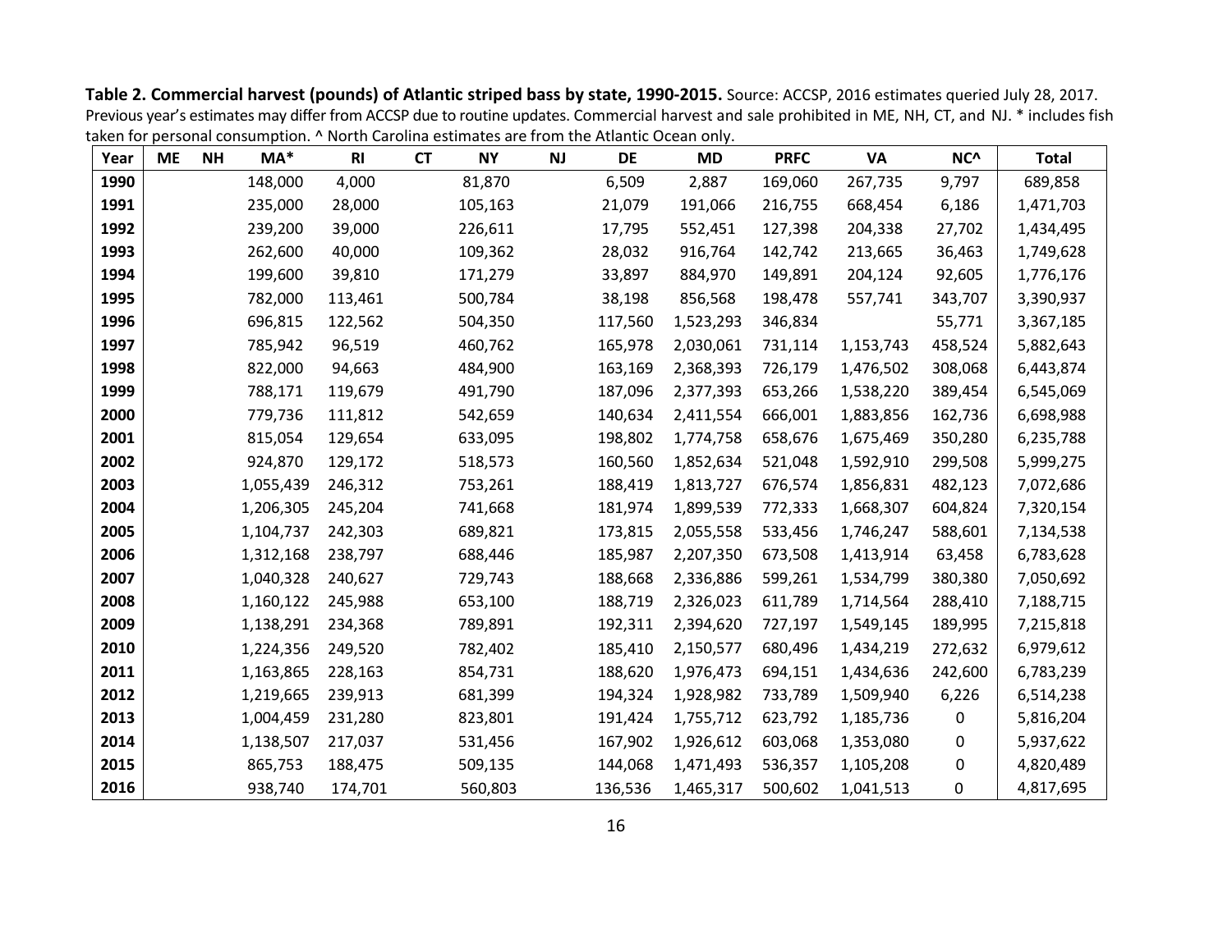**Table 2. Commercial harvest (pounds) of Atlantic striped bass by state, 1990-2015.** Source: ACCSP, 2016 estimates queried July 28, 2017. Previous year's estimates may differ from ACCSP due to routine updates. Commercial harvest and sale prohibited in ME, NH, CT, and NJ. * includes fish taken for personal consumption. ^ North Carolina estimates are from the Atlantic Ocean only.

| Year | ME | NH | MA* | RI | CT | NY | NJ | DE | MD | PRFC | VA | NC^ | Total |
|---|---|---|---|---|---|---|---|---|---|---|---|---|---|
| **1990** | | | 148,000 | 4,000 | | 81,870 | | 6,509 | 2,887 | 169,060 | 267,735 | 9,797 | 689,858 |
| **1991** | | | 235,000 | 28,000 | | 105,163 | | 21,079 | 191,066 | 216,755 | 668,454 | 6,186 | 1,471,703 |
| **1992** | | | 239,200 | 39,000 | | 226,611 | | 17,795 | 552,451 | 127,398 | 204,338 | 27,702 | 1,434,495 |
| **1993** | | | 262,600 | 40,000 | | 109,362 | | 28,032 | 916,764 | 142,742 | 213,665 | 36,463 | 1,749,628 |
| **1994** | | | 199,600 | 39,810 | | 171,279 | | 33,897 | 884,970 | 149,891 | 204,124 | 92,605 | 1,776,176 |
| **1995** | | | 782,000 | 113,461 | | 500,784 | | 38,198 | 856,568 | 198,478 | 557,741 | 343,707 | 3,390,937 |
| **1996** | | | 696,815 | 122,562 | | 504,350 | | 117,560 | 1,523,293 | 346,834 | | 55,771 | 3,367,185 |
| **1997** | | | 785,942 | 96,519 | | 460,762 | | 165,978 | 2,030,061 | 731,114 | 1,153,743 | 458,524 | 5,882,643 |
| **1998** | | | 822,000 | 94,663 | | 484,900 | | 163,169 | 2,368,393 | 726,179 | 1,476,502 | 308,068 | 6,443,874 |
| **1999** | | | 788,171 | 119,679 | | 491,790 | | 187,096 | 2,377,393 | 653,266 | 1,538,220 | 389,454 | 6,545,069 |
| **2000** | | | 779,736 | 111,812 | | 542,659 | | 140,634 | 2,411,554 | 666,001 | 1,883,856 | 162,736 | 6,698,988 |
| **2001** | | | 815,054 | 129,654 | | 633,095 | | 198,802 | 1,774,758 | 658,676 | 1,675,469 | 350,280 | 6,235,788 |
| **2002** | | | 924,870 | 129,172 | | 518,573 | | 160,560 | 1,852,634 | 521,048 | 1,592,910 | 299,508 | 5,999,275 |
| **2003** | | | 1,055,439 | 246,312 | | 753,261 | | 188,419 | 1,813,727 | 676,574 | 1,856,831 | 482,123 | 7,072,686 |
| **2004** | | | 1,206,305 | 245,204 | | 741,668 | | 181,974 | 1,899,539 | 772,333 | 1,668,307 | 604,824 | 7,320,154 |
| **2005** | | | 1,104,737 | 242,303 | | 689,821 | | 173,815 | 2,055,558 | 533,456 | 1,746,247 | 588,601 | 7,134,538 |
| **2006** | | | 1,312,168 | 238,797 | | 688,446 | | 185,987 | 2,207,350 | 673,508 | 1,413,914 | 63,458 | 6,783,628 |
| **2007** | | | 1,040,328 | 240,627 | | 729,743 | | 188,668 | 2,336,886 | 599,261 | 1,534,799 | 380,380 | 7,050,692 |
| **2008** | | | 1,160,122 | 245,988 | | 653,100 | | 188,719 | 2,326,023 | 611,789 | 1,714,564 | 288,410 | 7,188,715 |
| **2009** | | | 1,138,291 | 234,368 | | 789,891 | | 192,311 | 2,394,620 | 727,197 | 1,549,145 | 189,995 | 7,215,818 |
| **2010** | | | 1,224,356 | 249,520 | | 782,402 | | 185,410 | 2,150,577 | 680,496 | 1,434,219 | 272,632 | 6,979,612 |
| **2011** | | | 1,163,865 | 228,163 | | 854,731 | | 188,620 | 1,976,473 | 694,151 | 1,434,636 | 242,600 | 6,783,239 |
| **2012** | | | 1,219,665 | 239,913 | | 681,399 | | 194,324 | 1,928,982 | 733,789 | 1,509,940 | 6,226 | 6,514,238 |
| **2013** | | | 1,004,459 | 231,280 | | 823,801 | | 191,424 | 1,755,712 | 623,792 | 1,185,736 | 0 | 5,816,204 |
| **2014** | | | 1,138,507 | 217,037 | | 531,456 | | 167,902 | 1,926,612 | 603,068 | 1,353,080 | 0 | 5,937,622 |
| **2015** | | | 865,753 | 188,475 | | 509,135 | | 144,068 | 1,471,493 | 536,357 | 1,105,208 | 0 | 4,820,489 |
| **2016** | | | 938,740 | 174,701 | | 560,803 | | 136,536 | 1,465,317 | 500,602 | 1,041,513 | 0 | 4,817,695 |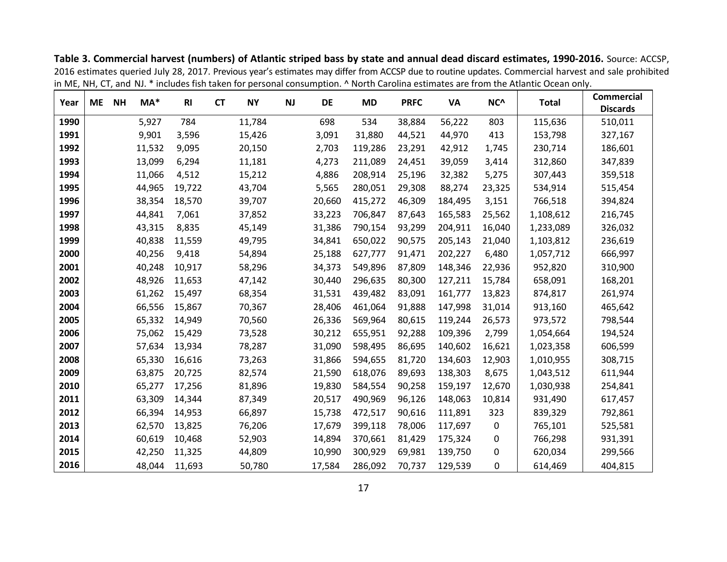**Table 3. Commercial harvest (numbers) of Atlantic striped bass by state and annual dead discard estimates, 1990-2016.** Source: ACCSP, 2016 estimates queried July 28, 2017. Previous year's estimates may differ from ACCSP due to routine updates. Commercial harvest and sale prohibited in ME, NH, CT, and NJ. * includes fish taken for personal consumption. ^ North Carolina estimates are from the Atlantic Ocean only.

| Year | ME | NH | MA* | RI | CT | NY | NJ | DE | MD | PRFC | VA | NC^ | Total | Commercial Discards |
|---|---|---|---|---|---|---|---|---|---|---|---|---|---|---|
| 1990 | | | 5,927 | 784 | | 11,784 | | 698 | 534 | 38,884 | 56,222 | 803 | 115,636 | 510,011 |
| 1991 | | | 9,901 | 3,596 | | 15,426 | | 3,091 | 31,880 | 44,521 | 44,970 | 413 | 153,798 | 327,167 |
| 1992 | | | 11,532 | 9,095 | | 20,150 | | 2,703 | 119,286 | 23,291 | 42,912 | 1,745 | 230,714 | 186,601 |
| 1993 | | | 13,099 | 6,294 | | 11,181 | | 4,273 | 211,089 | 24,451 | 39,059 | 3,414 | 312,860 | 347,839 |
| 1994 | | | 11,066 | 4,512 | | 15,212 | | 4,886 | 208,914 | 25,196 | 32,382 | 5,275 | 307,443 | 359,518 |
| 1995 | | | 44,965 | 19,722 | | 43,704 | | 5,565 | 280,051 | 29,308 | 88,274 | 23,325 | 534,914 | 515,454 |
| 1996 | | | 38,354 | 18,570 | | 39,707 | | 20,660 | 415,272 | 46,309 | 184,495 | 3,151 | 766,518 | 394,824 |
| 1997 | | | 44,841 | 7,061 | | 37,852 | | 33,223 | 706,847 | 87,643 | 165,583 | 25,562 | 1,108,612 | 216,745 |
| 1998 | | | 43,315 | 8,835 | | 45,149 | | 31,386 | 790,154 | 93,299 | 204,911 | 16,040 | 1,233,089 | 326,032 |
| 1999 | | | 40,838 | 11,559 | | 49,795 | | 34,841 | 650,022 | 90,575 | 205,143 | 21,040 | 1,103,812 | 236,619 |
| 2000 | | | 40,256 | 9,418 | | 54,894 | | 25,188 | 627,777 | 91,471 | 202,227 | 6,480 | 1,057,712 | 666,997 |
| 2001 | | | 40,248 | 10,917 | | 58,296 | | 34,373 | 549,896 | 87,809 | 148,346 | 22,936 | 952,820 | 310,900 |
| 2002 | | | 48,926 | 11,653 | | 47,142 | | 30,440 | 296,635 | 80,300 | 127,211 | 15,784 | 658,091 | 168,201 |
| 2003 | | | 61,262 | 15,497 | | 68,354 | | 31,531 | 439,482 | 83,091 | 161,777 | 13,823 | 874,817 | 261,974 |
| 2004 | | | 66,556 | 15,867 | | 70,367 | | 28,406 | 461,064 | 91,888 | 147,998 | 31,014 | 913,160 | 465,642 |
| 2005 | | | 65,332 | 14,949 | | 70,560 | | 26,336 | 569,964 | 80,615 | 119,244 | 26,573 | 973,572 | 798,544 |
| 2006 | | | 75,062 | 15,429 | | 73,528 | | 30,212 | 655,951 | 92,288 | 109,396 | 2,799 | 1,054,664 | 194,524 |
| 2007 | | | 57,634 | 13,934 | | 78,287 | | 31,090 | 598,495 | 86,695 | 140,602 | 16,621 | 1,023,358 | 606,599 |
| 2008 | | | 65,330 | 16,616 | | 73,263 | | 31,866 | 594,655 | 81,720 | 134,603 | 12,903 | 1,010,955 | 308,715 |
| 2009 | | | 63,875 | 20,725 | | 82,574 | | 21,590 | 618,076 | 89,693 | 138,303 | 8,675 | 1,043,512 | 611,944 |
| 2010 | | | 65,277 | 17,256 | | 81,896 | | 19,830 | 584,554 | 90,258 | 159,197 | 12,670 | 1,030,938 | 254,841 |
| 2011 | | | 63,309 | 14,344 | | 87,349 | | 20,517 | 490,969 | 96,126 | 148,063 | 10,814 | 931,490 | 617,457 |
| 2012 | | | 66,394 | 14,953 | | 66,897 | | 15,738 | 472,517 | 90,616 | 111,891 | 323 | 839,329 | 792,861 |
| 2013 | | | 62,570 | 13,825 | | 76,206 | | 17,679 | 399,118 | 78,006 | 117,697 | 0 | 765,101 | 525,581 |
| 2014 | | | 60,619 | 10,468 | | 52,903 | | 14,894 | 370,661 | 81,429 | 175,324 | 0 | 766,298 | 931,391 |
| 2015 | | | 42,250 | 11,325 | | 44,809 | | 10,990 | 300,929 | 69,981 | 139,750 | 0 | 620,034 | 299,566 |
| 2016 | | | 48,044 | 11,693 | | 50,780 | | 17,584 | 286,092 | 70,737 | 129,539 | 0 | 614,469 | 404,815 |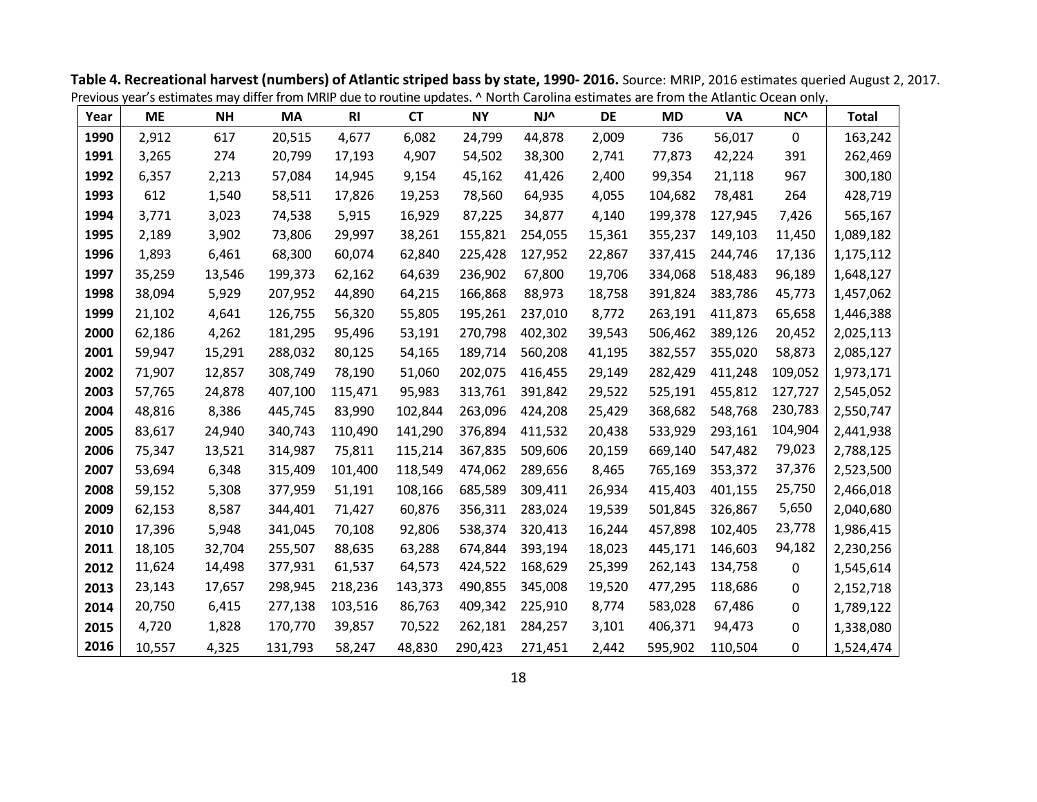**Table 4. Recreational harvest (numbers) of Atlantic striped bass by state, 1990- 2016.** Source: MRIP, 2016 estimates queried August 2, 2017. Previous year's estimates may differ from MRIP due to routine updates. ^ North Carolina estimates are from the Atlantic Ocean only.

| Year | ME | NH | MA | RI | CT | NY | NJ^ | DE | MD | VA | NC^ | Total |
|---|---|---|---|---|---|---|---|---|---|---|---|---|
| 1990 | 2,912 | 617 | 20,515 | 4,677 | 6,082 | 24,799 | 44,878 | 2,009 | 736 | 56,017 | 0 | 163,242 |
| 1991 | 3,265 | 274 | 20,799 | 17,193 | 4,907 | 54,502 | 38,300 | 2,741 | 77,873 | 42,224 | 391 | 262,469 |
| 1992 | 6,357 | 2,213 | 57,084 | 14,945 | 9,154 | 45,162 | 41,426 | 2,400 | 99,354 | 21,118 | 967 | 300,180 |
| 1993 | 612 | 1,540 | 58,511 | 17,826 | 19,253 | 78,560 | 64,935 | 4,055 | 104,682 | 78,481 | 264 | 428,719 |
| 1994 | 3,771 | 3,023 | 74,538 | 5,915 | 16,929 | 87,225 | 34,877 | 4,140 | 199,378 | 127,945 | 7,426 | 565,167 |
| 1995 | 2,189 | 3,902 | 73,806 | 29,997 | 38,261 | 155,821 | 254,055 | 15,361 | 355,237 | 149,103 | 11,450 | 1,089,182 |
| 1996 | 1,893 | 6,461 | 68,300 | 60,074 | 62,840 | 225,428 | 127,952 | 22,867 | 337,415 | 244,746 | 17,136 | 1,175,112 |
| 1997 | 35,259 | 13,546 | 199,373 | 62,162 | 64,639 | 236,902 | 67,800 | 19,706 | 334,068 | 518,483 | 96,189 | 1,648,127 |
| 1998 | 38,094 | 5,929 | 207,952 | 44,890 | 64,215 | 166,868 | 88,973 | 18,758 | 391,824 | 383,786 | 45,773 | 1,457,062 |
| 1999 | 21,102 | 4,641 | 126,755 | 56,320 | 55,805 | 195,261 | 237,010 | 8,772 | 263,191 | 411,873 | 65,658 | 1,446,388 |
| 2000 | 62,186 | 4,262 | 181,295 | 95,496 | 53,191 | 270,798 | 402,302 | 39,543 | 506,462 | 389,126 | 20,452 | 2,025,113 |
| 2001 | 59,947 | 15,291 | 288,032 | 80,125 | 54,165 | 189,714 | 560,208 | 41,195 | 382,557 | 355,020 | 58,873 | 2,085,127 |
| 2002 | 71,907 | 12,857 | 308,749 | 78,190 | 51,060 | 202,075 | 416,455 | 29,149 | 282,429 | 411,248 | 109,052 | 1,973,171 |
| 2003 | 57,765 | 24,878 | 407,100 | 115,471 | 95,983 | 313,761 | 391,842 | 29,522 | 525,191 | 455,812 | 127,727 | 2,545,052 |
| 2004 | 48,816 | 8,386 | 445,745 | 83,990 | 102,844 | 263,096 | 424,208 | 25,429 | 368,682 | 548,768 | 230,783 | 2,550,747 |
| 2005 | 83,617 | 24,940 | 340,743 | 110,490 | 141,290 | 376,894 | 411,532 | 20,438 | 533,929 | 293,161 | 104,904 | 2,441,938 |
| 2006 | 75,347 | 13,521 | 314,987 | 75,811 | 115,214 | 367,835 | 509,606 | 20,159 | 669,140 | 547,482 | 79,023 | 2,788,125 |
| 2007 | 53,694 | 6,348 | 315,409 | 101,400 | 118,549 | 474,062 | 289,656 | 8,465 | 765,169 | 353,372 | 37,376 | 2,523,500 |
| 2008 | 59,152 | 5,308 | 377,959 | 51,191 | 108,166 | 685,589 | 309,411 | 26,934 | 415,403 | 401,155 | 25,750 | 2,466,018 |
| 2009 | 62,153 | 8,587 | 344,401 | 71,427 | 60,876 | 356,311 | 283,024 | 19,539 | 501,845 | 326,867 | 5,650 | 2,040,680 |
| 2010 | 17,396 | 5,948 | 341,045 | 70,108 | 92,806 | 538,374 | 320,413 | 16,244 | 457,898 | 102,405 | 23,778 | 1,986,415 |
| 2011 | 18,105 | 32,704 | 255,507 | 88,635 | 63,288 | 674,844 | 393,194 | 18,023 | 445,171 | 146,603 | 94,182 | 2,230,256 |
| 2012 | 11,624 | 14,498 | 377,931 | 61,537 | 64,573 | 424,522 | 168,629 | 25,399 | 262,143 | 134,758 | 0 | 1,545,614 |
| 2013 | 23,143 | 17,657 | 298,945 | 218,236 | 143,373 | 490,855 | 345,008 | 19,520 | 477,295 | 118,686 | 0 | 2,152,718 |
| 2014 | 20,750 | 6,415 | 277,138 | 103,516 | 86,763 | 409,342 | 225,910 | 8,774 | 583,028 | 67,486 | 0 | 1,789,122 |
| 2015 | 4,720 | 1,828 | 170,770 | 39,857 | 70,522 | 262,181 | 284,257 | 3,101 | 406,371 | 94,473 | 0 | 1,338,080 |
| 2016 | 10,557 | 4,325 | 131,793 | 58,247 | 48,830 | 290,423 | 271,451 | 2,442 | 595,902 | 110,504 | 0 | 1,524,474 |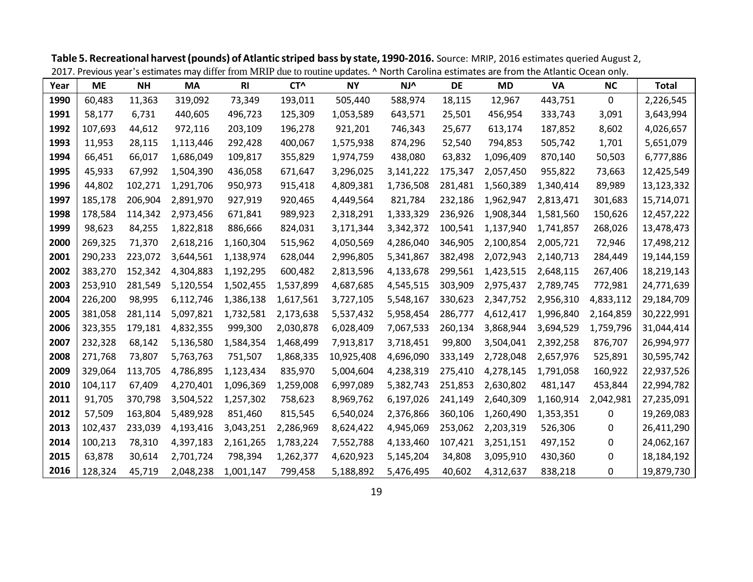**Table 5. Recreational harvest (pounds) of Atlantic striped bass by state, 1990-2016.** Source: MRIP, 2016 estimates queried August 2, 2017. Previous year's estimates may differ from MRIP due to routine updates. ^ North Carolina estimates are from the Atlantic Ocean only.

| Year | ME | NH | MA | RI | CT^ | NY | NJ^ | DE | MD | VA | NC | Total |
|---|---|---|---|---|---|---|---|---|---|---|---|---|
| 1990 | 60,483 | 11,363 | 319,092 | 73,349 | 193,011 | 505,440 | 588,974 | 18,115 | 12,967 | 443,751 | 0 | 2,226,545 |
| 1991 | 58,177 | 6,731 | 440,605 | 496,723 | 125,309 | 1,053,589 | 643,571 | 25,501 | 456,954 | 333,743 | 3,091 | 3,643,994 |
| 1992 | 107,693 | 44,612 | 972,116 | 203,109 | 196,278 | 921,201 | 746,343 | 25,677 | 613,174 | 187,852 | 8,602 | 4,026,657 |
| 1993 | 11,953 | 28,115 | 1,113,446 | 292,428 | 400,067 | 1,575,938 | 874,296 | 52,540 | 794,853 | 505,742 | 1,701 | 5,651,079 |
| 1994 | 66,451 | 66,017 | 1,686,049 | 109,817 | 355,829 | 1,974,759 | 438,080 | 63,832 | 1,096,409 | 870,140 | 50,503 | 6,777,886 |
| 1995 | 45,933 | 67,992 | 1,504,390 | 436,058 | 671,647 | 3,296,025 | 3,141,222 | 175,347 | 2,057,450 | 955,822 | 73,663 | 12,425,549 |
| 1996 | 44,802 | 102,271 | 1,291,706 | 950,973 | 915,418 | 4,809,381 | 1,736,508 | 281,481 | 1,560,389 | 1,340,414 | 89,989 | 13,123,332 |
| 1997 | 185,178 | 206,904 | 2,891,970 | 927,919 | 920,465 | 4,449,564 | 821,784 | 232,186 | 1,962,947 | 2,813,471 | 301,683 | 15,714,071 |
| 1998 | 178,584 | 114,342 | 2,973,456 | 671,841 | 989,923 | 2,318,291 | 1,333,329 | 236,926 | 1,908,344 | 1,581,560 | 150,626 | 12,457,222 |
| 1999 | 98,623 | 84,255 | 1,822,818 | 886,666 | 824,031 | 3,171,344 | 3,342,372 | 100,541 | 1,137,940 | 1,741,857 | 268,026 | 13,478,473 |
| 2000 | 269,325 | 71,370 | 2,618,216 | 1,160,304 | 515,962 | 4,050,569 | 4,286,040 | 346,905 | 2,100,854 | 2,005,721 | 72,946 | 17,498,212 |
| 2001 | 290,233 | 223,072 | 3,644,561 | 1,138,974 | 628,044 | 2,996,805 | 5,341,867 | 382,498 | 2,072,943 | 2,140,713 | 284,449 | 19,144,159 |
| 2002 | 383,270 | 152,342 | 4,304,883 | 1,192,295 | 600,482 | 2,813,596 | 4,133,678 | 299,561 | 1,423,515 | 2,648,115 | 267,406 | 18,219,143 |
| 2003 | 253,910 | 281,549 | 5,120,554 | 1,502,455 | 1,537,899 | 4,687,685 | 4,545,515 | 303,909 | 2,975,437 | 2,789,745 | 772,981 | 24,771,639 |
| 2004 | 226,200 | 98,995 | 6,112,746 | 1,386,138 | 1,617,561 | 3,727,105 | 5,548,167 | 330,623 | 2,347,752 | 2,956,310 | 4,833,112 | 29,184,709 |
| 2005 | 381,058 | 281,114 | 5,097,821 | 1,732,581 | 2,173,638 | 5,537,432 | 5,958,454 | 286,777 | 4,612,417 | 1,996,840 | 2,164,859 | 30,222,991 |
| 2006 | 323,355 | 179,181 | 4,832,355 | 999,300 | 2,030,878 | 6,028,409 | 7,067,533 | 260,134 | 3,868,944 | 3,694,529 | 1,759,796 | 31,044,414 |
| 2007 | 232,328 | 68,142 | 5,136,580 | 1,584,354 | 1,468,499 | 7,913,817 | 3,718,451 | 99,800 | 3,504,041 | 2,392,258 | 876,707 | 26,994,977 |
| 2008 | 271,768 | 73,807 | 5,763,763 | 751,507 | 1,868,335 | 10,925,408 | 4,696,090 | 333,149 | 2,728,048 | 2,657,976 | 525,891 | 30,595,742 |
| 2009 | 329,064 | 113,705 | 4,786,895 | 1,123,434 | 835,970 | 5,004,604 | 4,238,319 | 275,410 | 4,278,145 | 1,791,058 | 160,922 | 22,937,526 |
| 2010 | 104,117 | 67,409 | 4,270,401 | 1,096,369 | 1,259,008 | 6,997,089 | 5,382,743 | 251,853 | 2,630,802 | 481,147 | 453,844 | 22,994,782 |
| 2011 | 91,705 | 370,798 | 3,504,522 | 1,257,302 | 758,623 | 8,969,762 | 6,197,026 | 241,149 | 2,640,309 | 1,160,914 | 2,042,981 | 27,235,091 |
| 2012 | 57,509 | 163,804 | 5,489,928 | 851,460 | 815,545 | 6,540,024 | 2,376,866 | 360,106 | 1,260,490 | 1,353,351 | 0 | 19,269,083 |
| 2013 | 102,437 | 233,039 | 4,193,416 | 3,043,251 | 2,286,969 | 8,624,422 | 4,945,069 | 253,062 | 2,203,319 | 526,306 | 0 | 26,411,290 |
| 2014 | 100,213 | 78,310 | 4,397,183 | 2,161,265 | 1,783,224 | 7,552,788 | 4,133,460 | 107,421 | 3,251,151 | 497,152 | 0 | 24,062,167 |
| 2015 | 63,878 | 30,614 | 2,701,724 | 798,394 | 1,262,377 | 4,620,923 | 5,145,204 | 34,808 | 3,095,910 | 430,360 | 0 | 18,184,192 |
| 2016 | 128,324 | 45,719 | 2,048,238 | 1,001,147 | 799,458 | 5,188,892 | 5,476,495 | 40,602 | 4,312,637 | 838,218 | 0 | 19,879,730 |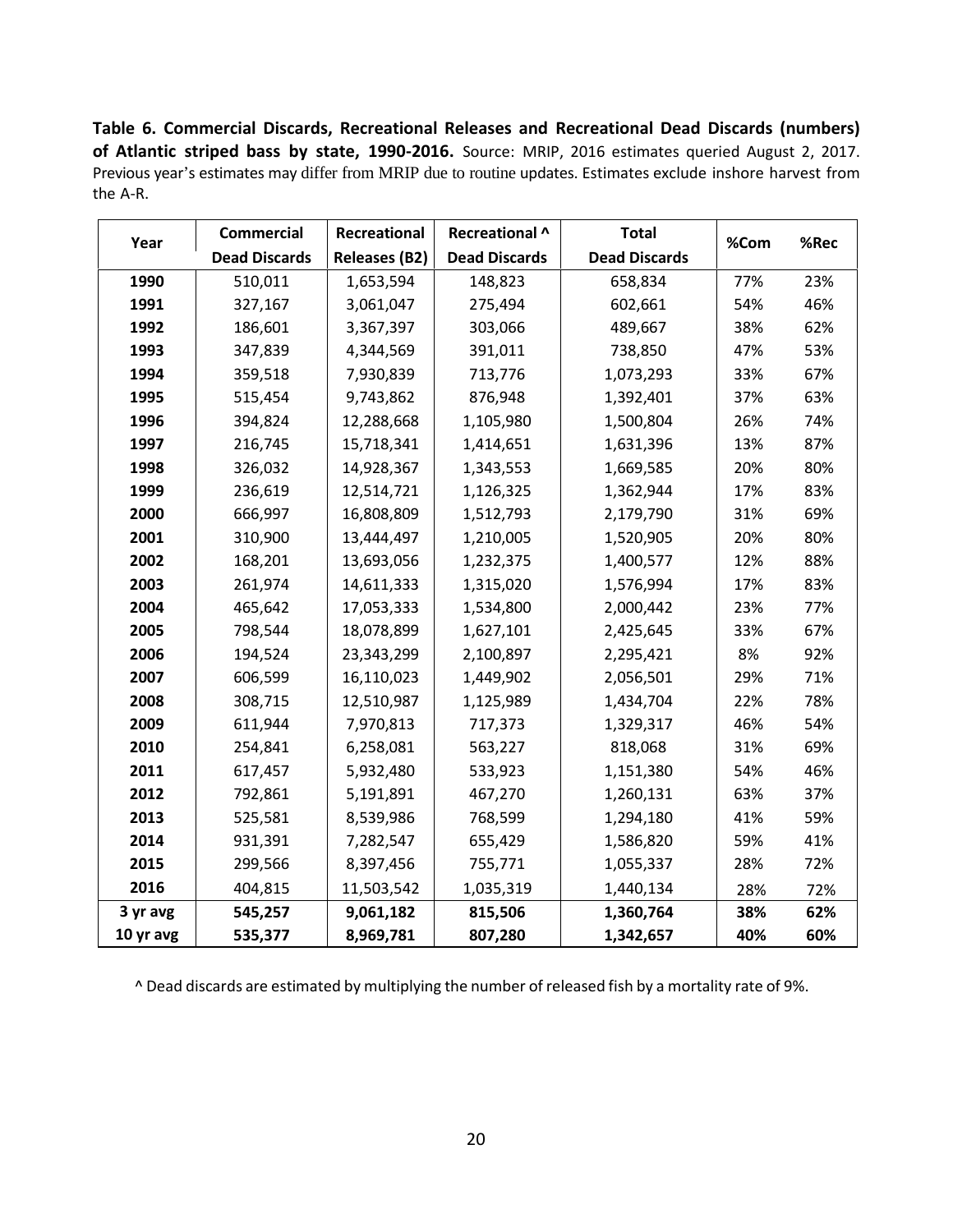**Table 6. Commercial Discards, Recreational Releases and Recreational Dead Discards (numbers) of Atlantic striped bass by state, 1990-2016.** Source: MRIP, 2016 estimates queried August 2, 2017. Previous year's estimates may differ from MRIP due to routine updates. Estimates exclude inshore harvest from the A-R.

| Year | Commercial Dead Discards | Recreational Releases (B2) | Recreational ^ Dead Discards | Total Dead Discards | %Com | %Rec |
|---|---|---|---|---|---|---|
| **1990** | 510,011 | 1,653,594 | 148,823 | 658,834 | 77% | 23% |
| **1991** | 327,167 | 3,061,047 | 275,494 | 602,661 | 54% | 46% |
| **1992** | 186,601 | 3,367,397 | 303,066 | 489,667 | 38% | 62% |
| **1993** | 347,839 | 4,344,569 | 391,011 | 738,850 | 47% | 53% |
| **1994** | 359,518 | 7,930,839 | 713,776 | 1,073,293 | 33% | 67% |
| **1995** | 515,454 | 9,743,862 | 876,948 | 1,392,401 | 37% | 63% |
| **1996** | 394,824 | 12,288,668 | 1,105,980 | 1,500,804 | 26% | 74% |
| **1997** | 216,745 | 15,718,341 | 1,414,651 | 1,631,396 | 13% | 87% |
| **1998** | 326,032 | 14,928,367 | 1,343,553 | 1,669,585 | 20% | 80% |
| **1999** | 236,619 | 12,514,721 | 1,126,325 | 1,362,944 | 17% | 83% |
| **2000** | 666,997 | 16,808,809 | 1,512,793 | 2,179,790 | 31% | 69% |
| **2001** | 310,900 | 13,444,497 | 1,210,005 | 1,520,905 | 20% | 80% |
| **2002** | 168,201 | 13,693,056 | 1,232,375 | 1,400,577 | 12% | 88% |
| **2003** | 261,974 | 14,611,333 | 1,315,020 | 1,576,994 | 17% | 83% |
| **2004** | 465,642 | 17,053,333 | 1,534,800 | 2,000,442 | 23% | 77% |
| **2005** | 798,544 | 18,078,899 | 1,627,101 | 2,425,645 | 33% | 67% |
| **2006** | 194,524 | 23,343,299 | 2,100,897 | 2,295,421 | 8% | 92% |
| **2007** | 606,599 | 16,110,023 | 1,449,902 | 2,056,501 | 29% | 71% |
| **2008** | 308,715 | 12,510,987 | 1,125,989 | 1,434,704 | 22% | 78% |
| **2009** | 611,944 | 7,970,813 | 717,373 | 1,329,317 | 46% | 54% |
| **2010** | 254,841 | 6,258,081 | 563,227 | 818,068 | 31% | 69% |
| **2011** | 617,457 | 5,932,480 | 533,923 | 1,151,380 | 54% | 46% |
| **2012** | 792,861 | 5,191,891 | 467,270 | 1,260,131 | 63% | 37% |
| **2013** | 525,581 | 8,539,986 | 768,599 | 1,294,180 | 41% | 59% |
| **2014** | 931,391 | 7,282,547 | 655,429 | 1,586,820 | 59% | 41% |
| **2015** | 299,566 | 8,397,456 | 755,771 | 1,055,337 | 28% | 72% |
| **2016** | 404,815 | 11,503,542 | 1,035,319 | 1,440,134 | 28% | 72% |
| **3 yr avg** | **545,257** | **9,061,182** | **815,506** | **1,360,764** | **38%** | **62%** |
| **10 yr avg** | **535,377** | **8,969,781** | **807,280** | **1,342,657** | **40%** | **60%** |

^ Dead discards are estimated by multiplying the number of released fish by a mortality rate of 9%.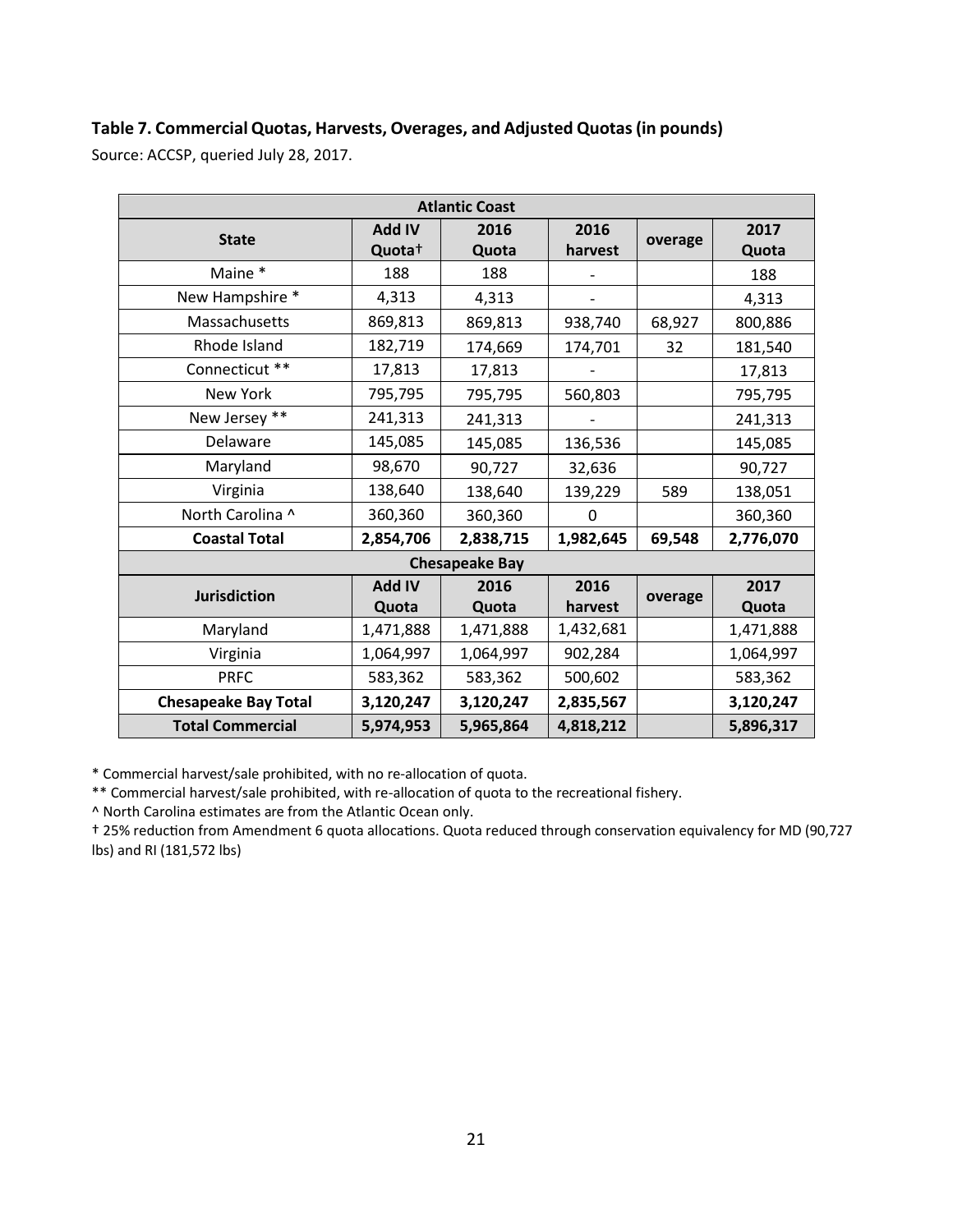**Table 7. Commercial Quotas, Harvests, Overages, and Adjusted Quotas (in pounds)**

Source: ACCSP, queried July 28, 2017.

| Atlantic Coast | | | | | |
|---|---|---|---|---|---|
| State | Add IV Quota† | 2016 Quota | 2016 harvest | overage | 2017 Quota |
| Maine * | 188 | 188 | - | | 188 |
| New Hampshire * | 4,313 | 4,313 | - | | 4,313 |
| Massachusetts | 869,813 | 869,813 | 938,740 | 68,927 | 800,886 |
| Rhode Island | 182,719 | 174,669 | 174,701 | 32 | 181,540 |
| Connecticut ** | 17,813 | 17,813 | - | | 17,813 |
| New York | 795,795 | 795,795 | 560,803 | | 795,795 |
| New Jersey ** | 241,313 | 241,313 | - | | 241,313 |
| Delaware | 145,085 | 145,085 | 136,536 | | 145,085 |
| Maryland | 98,670 | 90,727 | 32,636 | | 90,727 |
| Virginia | 138,640 | 138,640 | 139,229 | 589 | 138,051 |
| North Carolina ^ | 360,360 | 360,360 | 0 | | 360,360 |
| **Coastal Total** | **2,854,706** | **2,838,715** | **1,982,645** | **69,548** | **2,776,070** |
| **Chesapeake Bay** | | | | | |
| **Jurisdiction** | **Add IV Quota** | **2016 Quota** | **2016 harvest** | **overage** | **2017 Quota** |
| Maryland | 1,471,888 | 1,471,888 | 1,432,681 | | 1,471,888 |
| Virginia | 1,064,997 | 1,064,997 | 902,284 | | 1,064,997 |
| PRFC | 583,362 | 583,362 | 500,602 | | 583,362 |
| **Chesapeake Bay Total** | **3,120,247** | **3,120,247** | **2,835,567** | | **3,120,247** |
| **Total Commercial** | **5,974,953** | **5,965,864** | **4,818,212** | | **5,896,317** |

* Commercial harvest/sale prohibited, with no re-allocation of quota.

** Commercial harvest/sale prohibited, with re-allocation of quota to the recreational fishery.

^ North Carolina estimates are from the Atlantic Ocean only.

† 25% reduction from Amendment 6 quota allocations. Quota reduced through conservation equivalency for MD (90,727 lbs) and RI (181,572 lbs)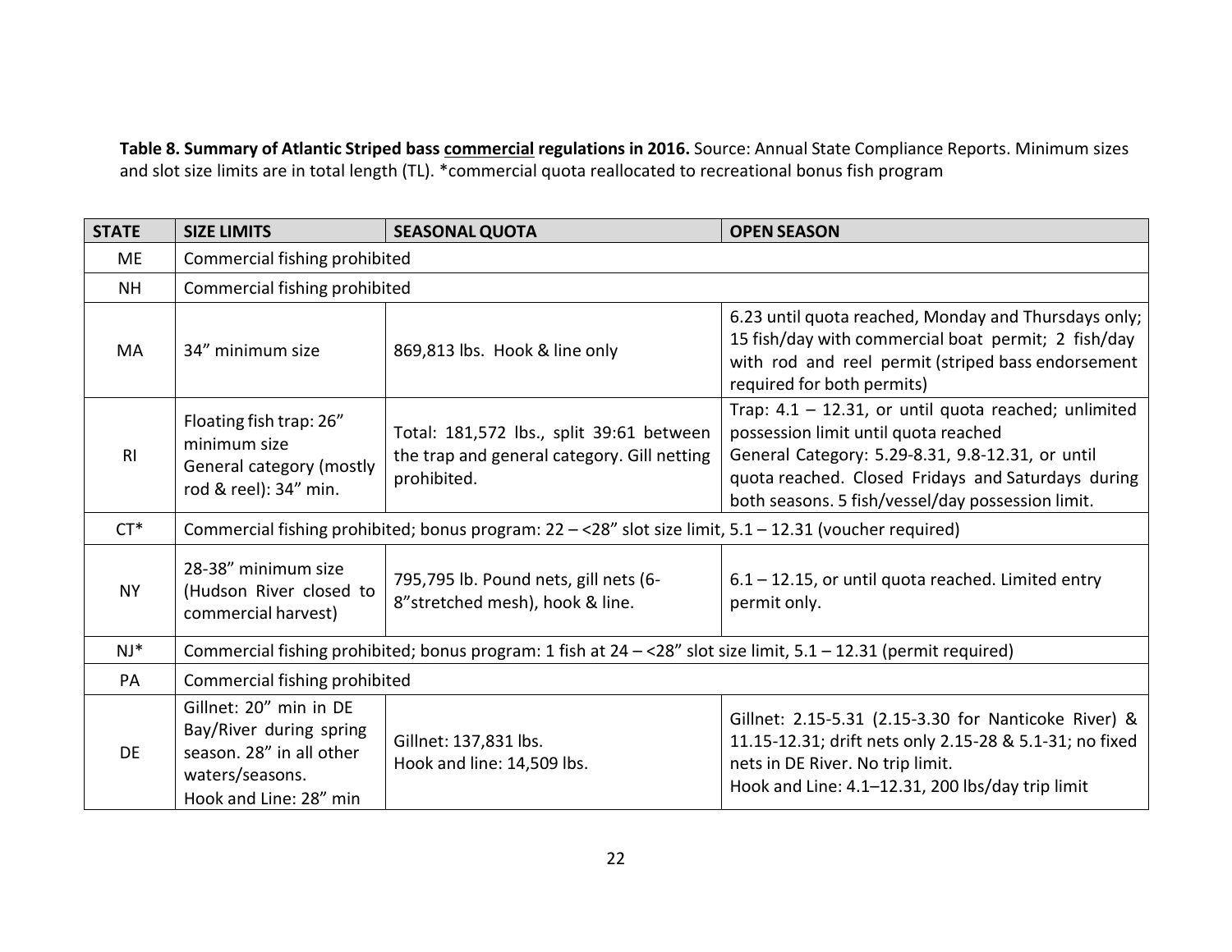**Table 8. Summary of Atlantic Striped bass commercial regulations in 2016.** Source: Annual State Compliance Reports. Minimum sizes and slot size limits are in total length (TL). *commercial quota reallocated to recreational bonus fish program

| STATE | SIZE LIMITS | SEASONAL QUOTA | OPEN SEASON |
|---|---|---|---|
| ME | Commercial fishing prohibited | | |
| NH | Commercial fishing prohibited | | |
| MA | 34" minimum size | 869,813 lbs. Hook & line only | 6.23 until quota reached, Monday and Thursdays only; 15 fish/day with commercial boat permit; 2 fish/day with rod and reel permit (striped bass endorsement required for both permits) |
| RI | Floating fish trap: 26" minimum size<br>General category (mostly rod & reel): 34" min. | Total: 181,572 lbs., split 39:61 between the trap and general category. Gill netting prohibited. | Trap: 4.1 – 12.31, or until quota reached; unlimited possession limit until quota reached<br>General Category: 5.29-8.31, 9.8-12.31, or until quota reached. Closed Fridays and Saturdays during both seasons. 5 fish/vessel/day possession limit. |
| CT* | Commercial fishing prohibited; bonus program: 22 – <28" slot size limit, 5.1 – 12.31 (voucher required) | | |
| NY | 28-38" minimum size (Hudson River closed to commercial harvest) | 795,795 lb. Pound nets, gill nets (6-8"stretched mesh), hook & line. | 6.1 – 12.15, or until quota reached. Limited entry permit only. |
| NJ* | Commercial fishing prohibited; bonus program: 1 fish at 24 – <28" slot size limit, 5.1 – 12.31 (permit required) | | |
| PA | Commercial fishing prohibited | | |
| DE | Gillnet: 20" min in DE Bay/River during spring season. 28" in all other waters/seasons.<br>Hook and Line: 28" min | Gillnet: 137,831 lbs.<br>Hook and line: 14,509 lbs. | Gillnet: 2.15-5.31 (2.15-3.30 for Nanticoke River) & 11.15-12.31; drift nets only 2.15-28 & 5.1-31; no fixed nets in DE River. No trip limit.<br>Hook and Line: 4.1–12.31, 200 lbs/day trip limit |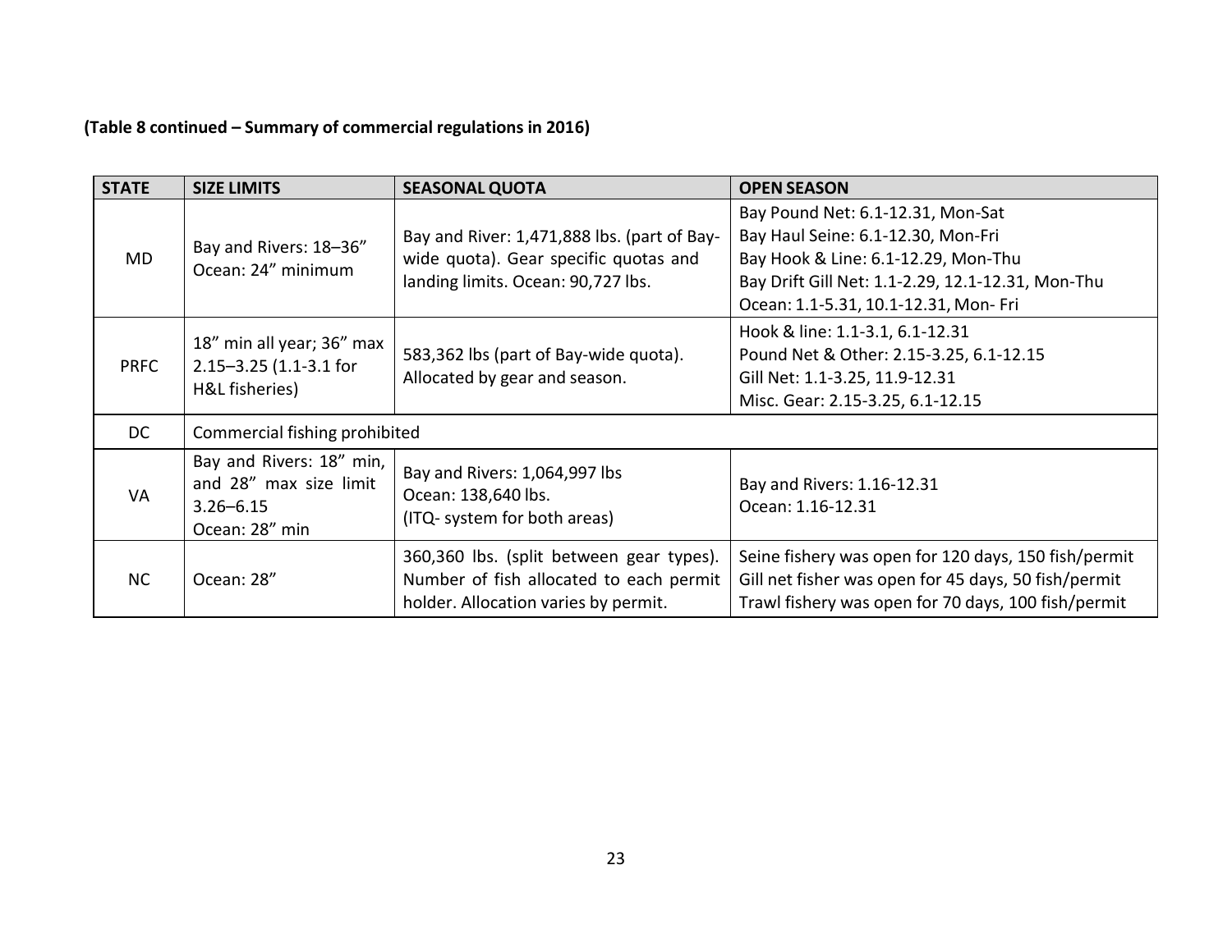**(Table 8 continued – Summary of commercial regulations in 2016)**

| STATE | SIZE LIMITS | SEASONAL QUOTA | OPEN SEASON |
|---|---|---|---|
| MD | Bay and Rivers: 18–36"<br>Ocean: 24" minimum | Bay and River: 1,471,888 lbs. (part of Bay-wide quota). Gear specific quotas and landing limits. Ocean: 90,727 lbs. | Bay Pound Net: 6.1-12.31, Mon-Sat<br>Bay Haul Seine: 6.1-12.30, Mon-Fri<br>Bay Hook & Line: 6.1-12.29, Mon-Thu<br>Bay Drift Gill Net: 1.1-2.29, 12.1-12.31, Mon-Thu<br>Ocean: 1.1-5.31, 10.1-12.31, Mon- Fri |
| PRFC | 18" min all year; 36" max 2.15–3.25 (1.1-3.1 for H&L fisheries) | 583,362 lbs (part of Bay-wide quota). Allocated by gear and season. | Hook & line: 1.1-3.1, 6.1-12.31<br>Pound Net & Other: 2.15-3.25, 6.1-12.15<br>Gill Net: 1.1-3.25, 11.9-12.31<br>Misc. Gear: 2.15-3.25, 6.1-12.15 |
| DC | Commercial fishing prohibited | | |
| VA | Bay and Rivers: 18" min, and 28" max size limit 3.26–6.15<br>Ocean: 28" min | Bay and Rivers: 1,064,997 lbs<br>Ocean: 138,640 lbs.<br>(ITQ- system for both areas) | Bay and Rivers: 1.16-12.31<br>Ocean: 1.16-12.31 |
| NC | Ocean: 28" | 360,360 lbs. (split between gear types). Number of fish allocated to each permit holder. Allocation varies by permit. | Seine fishery was open for 120 days, 150 fish/permit<br>Gill net fisher was open for 45 days, 50 fish/permit<br>Trawl fishery was open for 70 days, 100 fish/permit |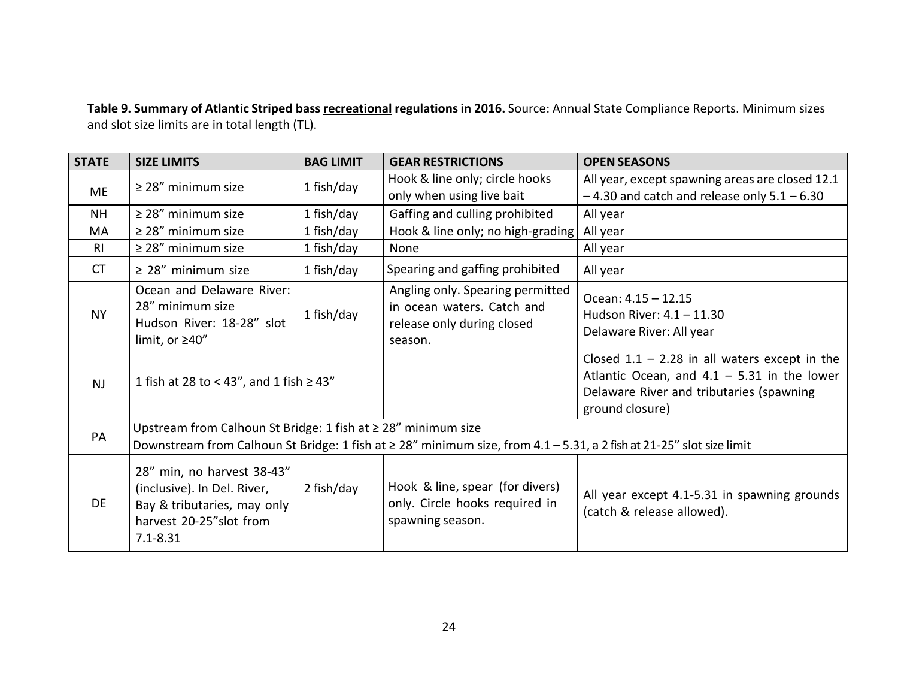**Table 9. Summary of Atlantic Striped bass recreational regulations in 2016.** Source: Annual State Compliance Reports. Minimum sizes and slot size limits are in total length (TL).

| STATE | SIZE LIMITS | BAG LIMIT | GEAR RESTRICTIONS | OPEN SEASONS |
|---|---|---|---|---|
| ME | ≥ 28" minimum size | 1 fish/day | Hook & line only; circle hooks only when using live bait | All year, except spawning areas are closed 12.1 – 4.30 and catch and release only 5.1 – 6.30 |
| NH | ≥ 28" minimum size | 1 fish/day | Gaffing and culling prohibited | All year |
| MA | ≥ 28" minimum size | 1 fish/day | Hook & line only; no high-grading | All year |
| RI | ≥ 28" minimum size | 1 fish/day | None | All year |
| CT | ≥ 28" minimum size | 1 fish/day | Spearing and gaffing prohibited | All year |
| NY | Ocean and Delaware River: 28" minimum size<br>Hudson River: 18-28" slot limit, or ≥40" | 1 fish/day | Angling only. Spearing permitted in ocean waters. Catch and release only during closed season. | Ocean: 4.15 – 12.15<br>Hudson River: 4.1 – 11.30<br>Delaware River: All year |
| NJ | 1 fish at 28 to < 43", and 1 fish ≥ 43" | | | Closed 1.1 – 2.28 in all waters except in the Atlantic Ocean, and 4.1 – 5.31 in the lower Delaware River and tributaries (spawning ground closure) |
| PA | Upstream from Calhoun St Bridge: 1 fish at ≥ 28" minimum size<br>Downstream from Calhoun St Bridge: 1 fish at ≥ 28" minimum size, from 4.1 – 5.31, a 2 fish at 21-25" slot size limit | | | |
| DE | 28" min, no harvest 38-43" (inclusive). In Del. River, Bay & tributaries, may only harvest 20-25"slot from 7.1-8.31 | 2 fish/day | Hook & line, spear (for divers) only. Circle hooks required in spawning season. | All year except 4.1-5.31 in spawning grounds (catch & release allowed). |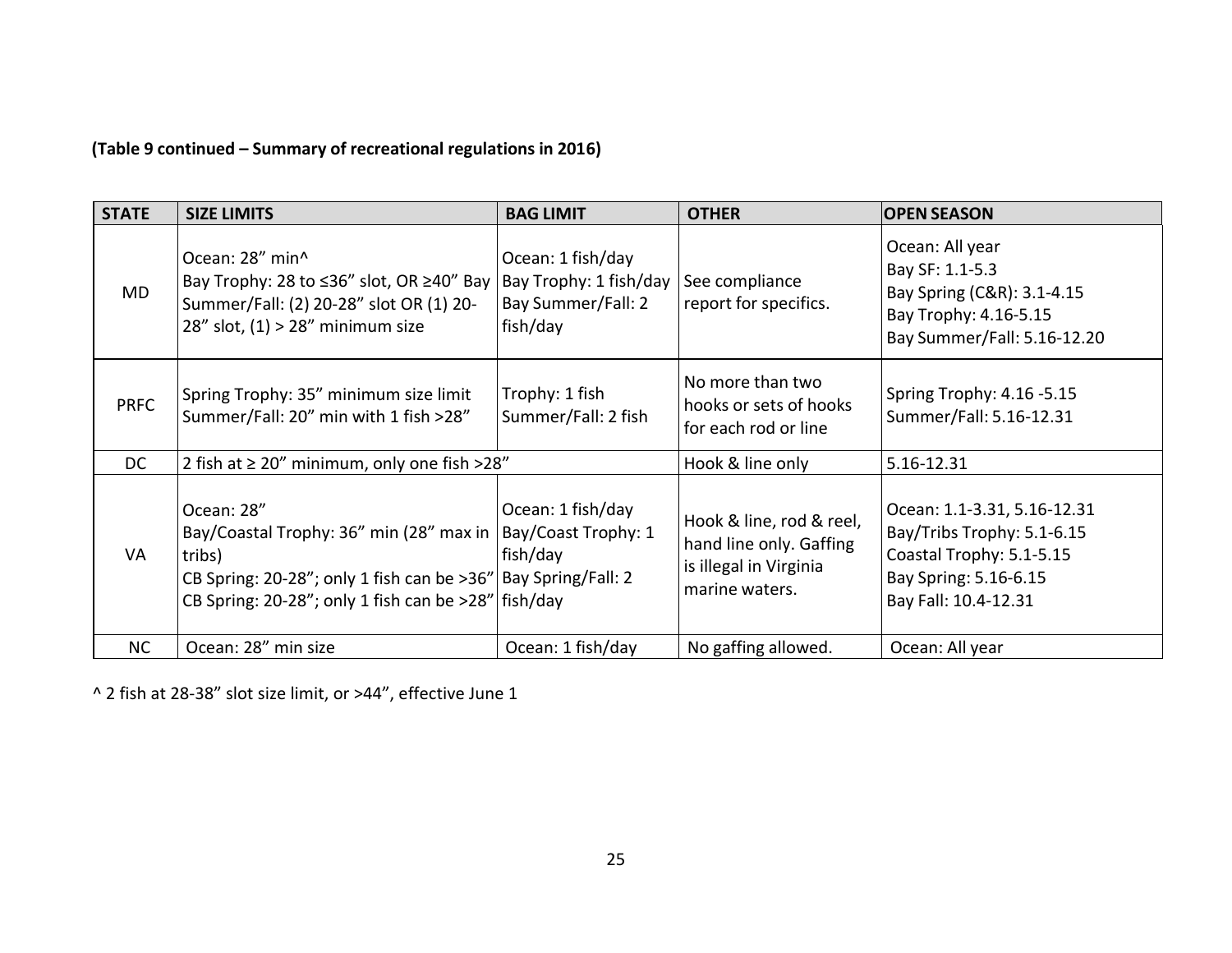**(Table 9 continued – Summary of recreational regulations in 2016)**

| STATE | SIZE LIMITS | BAG LIMIT | OTHER | OPEN SEASON |
|---|---|---|---|---|
| MD | Ocean: 28" min^<br>Bay Trophy: 28 to ≤36" slot, OR ≥40" Bay Summer/Fall: (2) 20-28" slot OR (1) 20-28" slot, (1) > 28" minimum size | Ocean: 1 fish/day<br>Bay Trophy: 1 fish/day<br>Bay Summer/Fall: 2 fish/day | See compliance report for specifics. | Ocean: All year<br>Bay SF: 1.1-5.3<br>Bay Spring (C&R): 3.1-4.15<br>Bay Trophy: 4.16-5.15<br>Bay Summer/Fall: 5.16-12.20 |
| PRFC | Spring Trophy: 35" minimum size limit<br>Summer/Fall: 20" min with 1 fish >28" | Trophy: 1 fish<br>Summer/Fall: 2 fish | No more than two hooks or sets of hooks for each rod or line | Spring Trophy: 4.16 -5.15<br>Summer/Fall: 5.16-12.31 |
| DC | 2 fish at ≥ 20" minimum, only one fish >28" | | Hook & line only | 5.16-12.31 |
| VA | Ocean: 28"<br>Bay/Coastal Trophy: 36" min (28" max in tribs)<br>CB Spring: 20-28"; only 1 fish can be >36"<br>CB Spring: 20-28"; only 1 fish can be >28" | Ocean: 1 fish/day<br>Bay/Coast Trophy: 1 fish/day<br>Bay Spring/Fall: 2 fish/day | Hook & line, rod & reel, hand line only. Gaffing is illegal in Virginia marine waters. | Ocean: 1.1-3.31, 5.16-12.31<br>Bay/Tribs Trophy: 5.1-6.15<br>Coastal Trophy: 5.1-5.15<br>Bay Spring: 5.16-6.15<br>Bay Fall: 10.4-12.31 |
| NC | Ocean: 28" min size | Ocean: 1 fish/day | No gaffing allowed. | Ocean: All year |

^ 2 fish at 28-38" slot size limit, or >44", effective June 1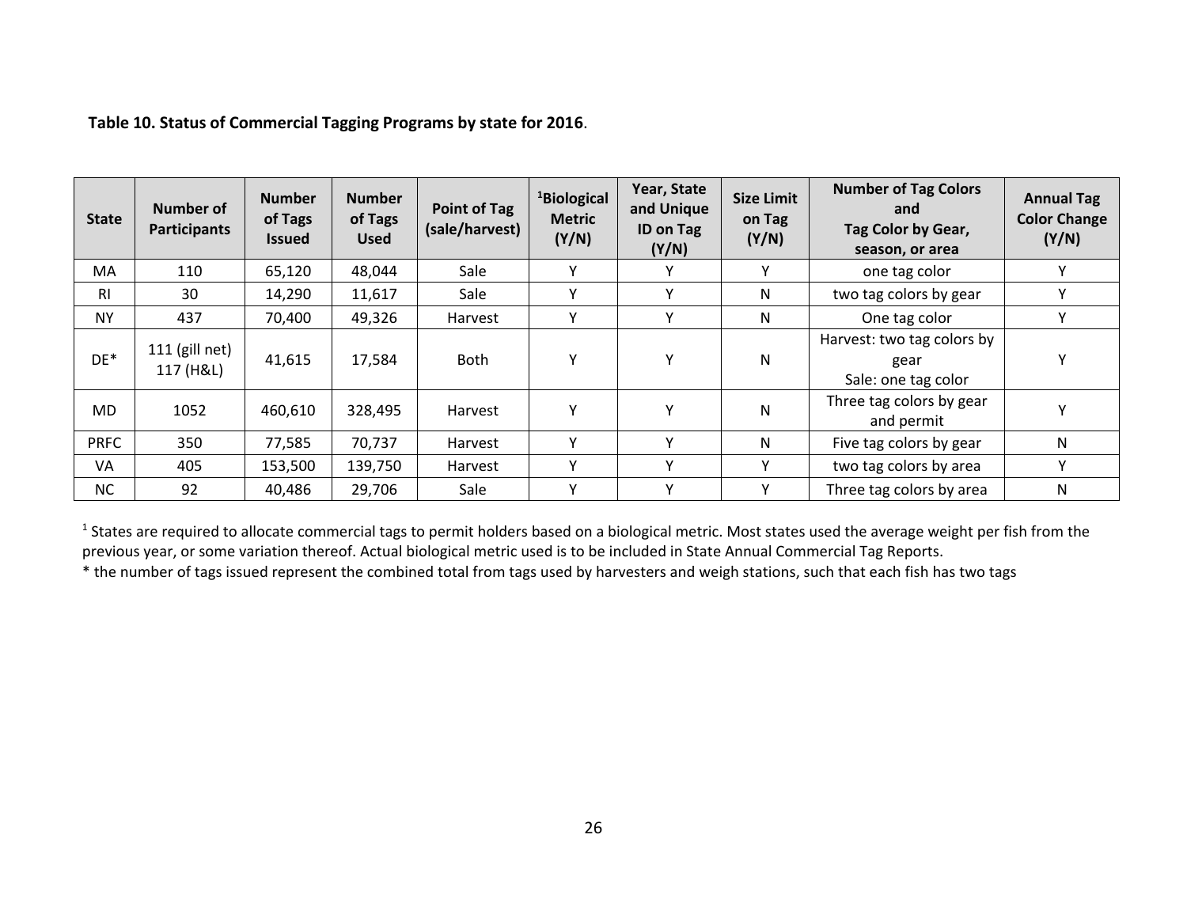**Table 10. Status of Commercial Tagging Programs by state for 2016**.

| State | Number of Participants | Number of Tags Issued | Number of Tags Used | Point of Tag (sale/harvest) | [1]Biological Metric (Y/N) | Year, State and Unique ID on Tag (Y/N) | Size Limit on Tag (Y/N) | Number of Tag Colors and Tag Color by Gear, season, or area | Annual Tag Color Change (Y/N) |
|---|---|---|---|---|---|---|---|---|---|
| MA | 110 | 65,120 | 48,044 | Sale | Y | Y | Y | one tag color | Y |
| RI | 30 | 14,290 | 11,617 | Sale | Y | Y | N | two tag colors by gear | Y |
| NY | 437 | 70,400 | 49,326 | Harvest | Y | Y | N | One tag color | Y |
| DE* | 111 (gill net) 117 (H&L) | 41,615 | 17,584 | Both | Y | Y | N | Harvest: two tag colors by gear Sale: one tag color | Y |
| MD | 1052 | 460,610 | 328,495 | Harvest | Y | Y | N | Three tag colors by gear and permit | Y |
| PRFC | 350 | 77,585 | 70,737 | Harvest | Y | Y | N | Five tag colors by gear | N |
| VA | 405 | 153,500 | 139,750 | Harvest | Y | Y | Y | two tag colors by area | Y |
| NC | 92 | 40,486 | 29,706 | Sale | Y | Y | Y | Three tag colors by area | N |

[1] States are required to allocate commercial tags to permit holders based on a biological metric. Most states used the average weight per fish from the previous year, or some variation thereof. Actual biological metric used is to be included in State Annual Commercial Tag Reports.

* the number of tags issued represent the combined total from tags used by harvesters and weigh stations, such that each fish has two tags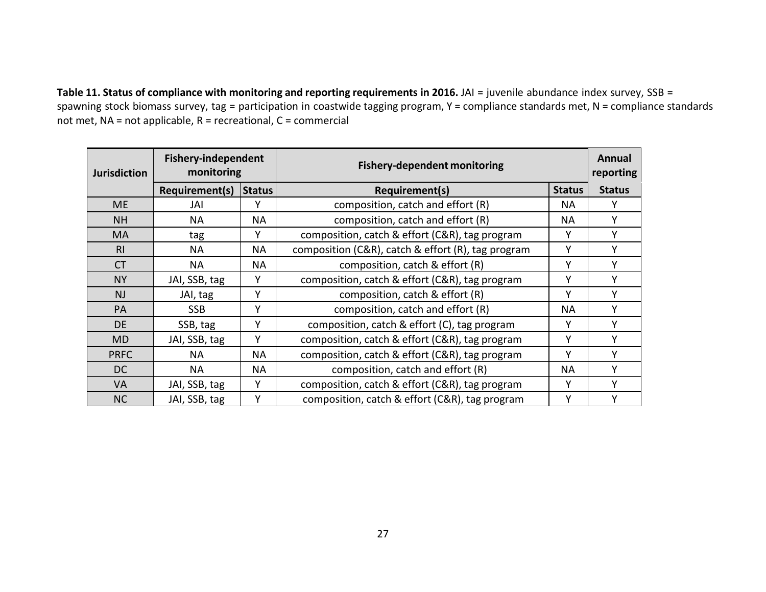**Table 11. Status of compliance with monitoring and reporting requirements in 2016.** JAI = juvenile abundance index survey, SSB = spawning stock biomass survey, tag = participation in coastwide tagging program, Y = compliance standards met, N = compliance standards not met, NA = not applicable, R = recreational, C = commercial

| Jurisdiction | Fishery-independent monitoring | | Fishery-dependent monitoring | | Annual reporting |
|---|---|---|---|---|---|
| | Requirement(s) | Status | Requirement(s) | Status | Status |
| ME | JAI | Y | composition, catch and effort (R) | NA | Y |
| NH | NA | NA | composition, catch and effort (R) | NA | Y |
| MA | tag | Y | composition, catch & effort (C&R), tag program | Y | Y |
| RI | NA | NA | composition (C&R), catch & effort (R), tag program | Y | Y |
| CT | NA | NA | composition, catch & effort (R) | Y | Y |
| NY | JAI, SSB, tag | Y | composition, catch & effort (C&R), tag program | Y | Y |
| NJ | JAI, tag | Y | composition, catch & effort (R) | Y | Y |
| PA | SSB | Y | composition, catch and effort (R) | NA | Y |
| DE | SSB, tag | Y | composition, catch & effort (C), tag program | Y | Y |
| MD | JAI, SSB, tag | Y | composition, catch & effort (C&R), tag program | Y | Y |
| PRFC | NA | NA | composition, catch & effort (C&R), tag program | Y | Y |
| DC | NA | NA | composition, catch and effort (R) | NA | Y |
| VA | JAI, SSB, tag | Y | composition, catch & effort (C&R), tag program | Y | Y |
| NC | JAI, SSB, tag | Y | composition, catch & effort (C&R), tag program | Y | Y |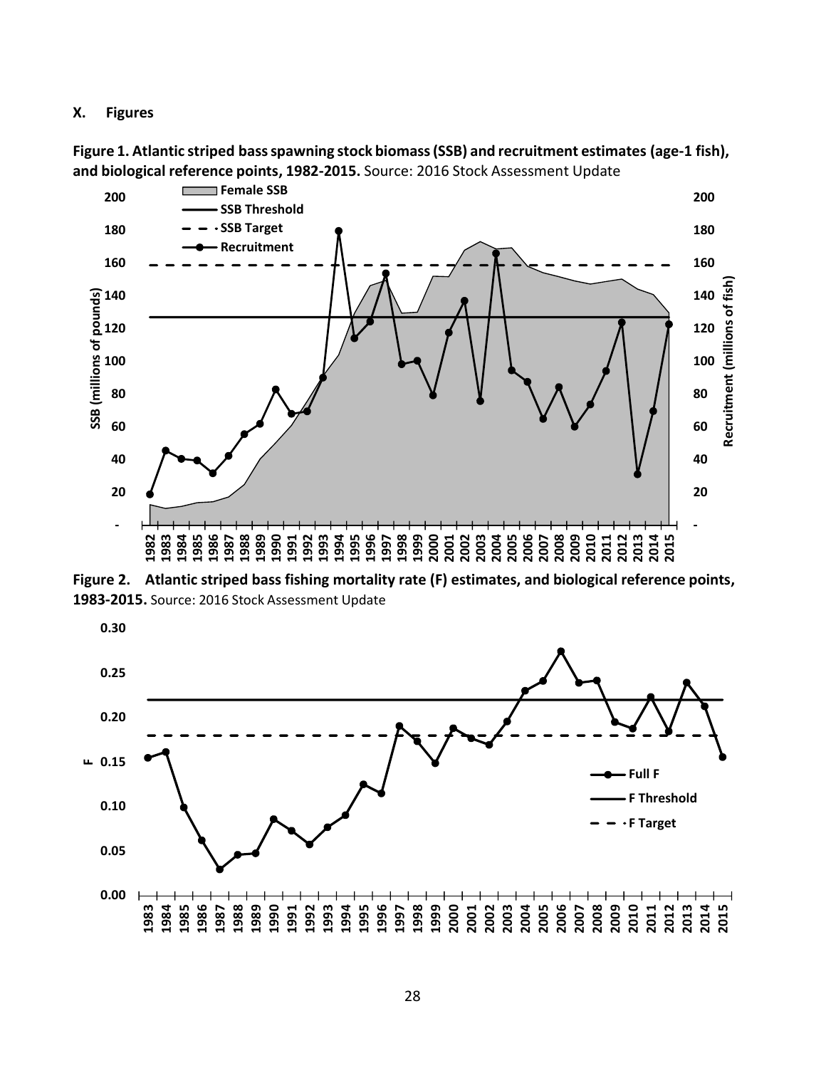## X. Figures

**Figure 1. Atlantic striped bass spawning stock biomass (SSB) and recruitment estimates (age-1 fish), and biological reference points, 1982-2015.** Source: 2016 Stock Assessment Update

Female SSB
SSB Threshold
SSB Target
Recruitment

SSB (millions of pounds)
Recruitment (millions of fish)

200
180
160
140
120
100
80
60
40
20
-

1982 1983 1984 1985 1986 1987 1988 1989 1990 1991 1992 1993 1994 1995 1996 1997 1998 1999 2000 2001 2002 2003 2004 2005 2006 2007 2008 2009 2010 2011 2012 2013 2014 2015

**Figure 2. Atlantic striped bass fishing mortality rate (F) estimates, and biological reference points, 1983-2015.** Source: 2016 Stock Assessment Update

Full F
F Threshold
F Target

F

0.30
0.25
0.20
0.15
0.10
0.05
0.00

1983 1984 1985 1986 1987 1988 1989 1990 1991 1992 1993 1994 1995 1996 1997 1998 1999 2000 2001 2002 2003 2004 2005 2006 2007 2008 2009 2010 2011 2012 2013 2014 2015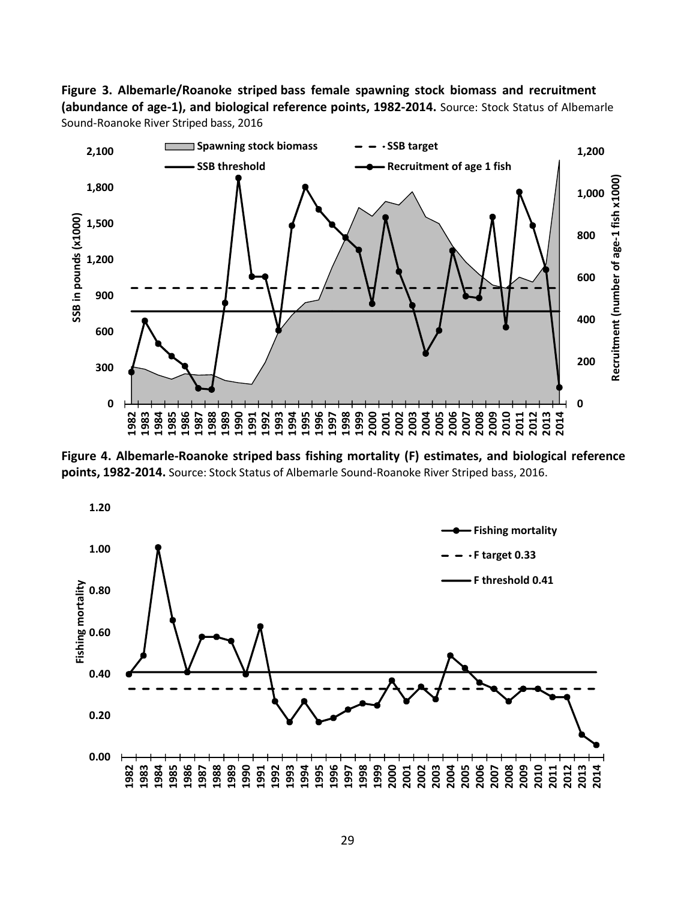**Figure 3. Albemarle/Roanoke striped bass female spawning stock biomass and recruitment (abundance of age-1), and biological reference points, 1982-2014.** Source: Stock Status of Albemarle Sound-Roanoke River Striped bass, 2016

Spawning stock biomass
SSB target
SSB threshold
Recruitment of age 1 fish

SSB in pounds (x1000)
0
300
600
900
1,200
1,500
1,800
2,100

Recruitment (number of age-1 fish x1000)
0
200
400
600
800
1,000
1,200

1982 1983 1984 1985 1986 1987 1988 1989 1990 1991 1992 1993 1994 1995 1996 1997 1998 1999 2000 2001 2002 2003 2004 2005 2006 2007 2008 2009 2010 2011 2012 2013 2014

**Figure 4. Albemarle-Roanoke striped bass fishing mortality (F) estimates, and biological reference points, 1982-2014.** Source: Stock Status of Albemarle Sound-Roanoke River Striped bass, 2016.

Fishing mortality
F target 0.33
F threshold 0.41

Fishing mortality
0.00
0.20
0.40
0.60
0.80
1.00
1.20

1982 1983 1984 1985 1986 1987 1988 1989 1990 1991 1992 1993 1994 1995 1996 1997 1998 1999 2000 2001 2002 2003 2004 2005 2006 2007 2008 2009 2010 2011 2012 2013 2014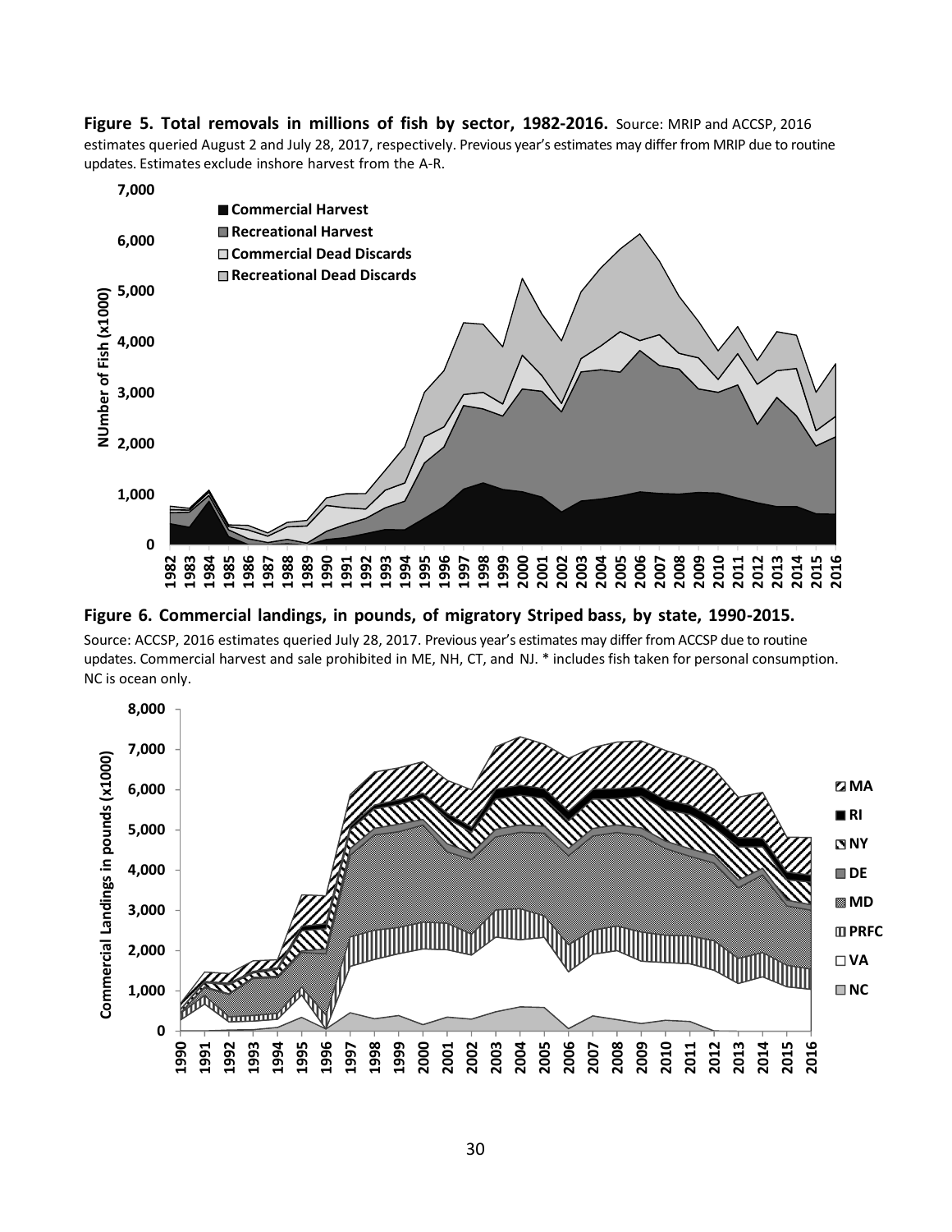**Figure 5. Total removals in millions of fish by sector, 1982-2016.** Source: MRIP and ACCSP, 2016 estimates queried August 2 and July 28, 2017, respectively. Previous year's estimates may differ from MRIP due to routine updates. Estimates exclude inshore harvest from the A-R.

NUmber of Fish (x1000)

7,000
6,000
5,000
4,000
3,000
2,000
1,000
0

Commercial Harvest
Recreational Harvest
Commercial Dead Discards
Recreational Dead Discards

1982 1983 1984 1985 1986 1987 1988 1989 1990 1991 1992 1993 1994 1995 1996 1997 1998 1999 2000 2001 2002 2003 2004 2005 2006 2007 2008 2009 2010 2011 2012 2013 2014 2015 2016

**Figure 6. Commercial landings, in pounds, of migratory Striped bass, by state, 1990-2015.**

Source: ACCSP, 2016 estimates queried July 28, 2017. Previous year's estimates may differ from ACCSP due to routine updates. Commercial harvest and sale prohibited in ME, NH, CT, and NJ. * includes fish taken for personal consumption. NC is ocean only.

Commercial Landings in pounds (x1000)

8,000
7,000
6,000
5,000
4,000
3,000
2,000
1,000
0

MA
RI
NY
DE
MD
PRFC
VA
NC

1990 1991 1992 1993 1994 1995 1996 1997 1998 1999 2000 2001 2002 2003 2004 2005 2006 2007 2008 2009 2010 2011 2012 2013 2014 2015 2016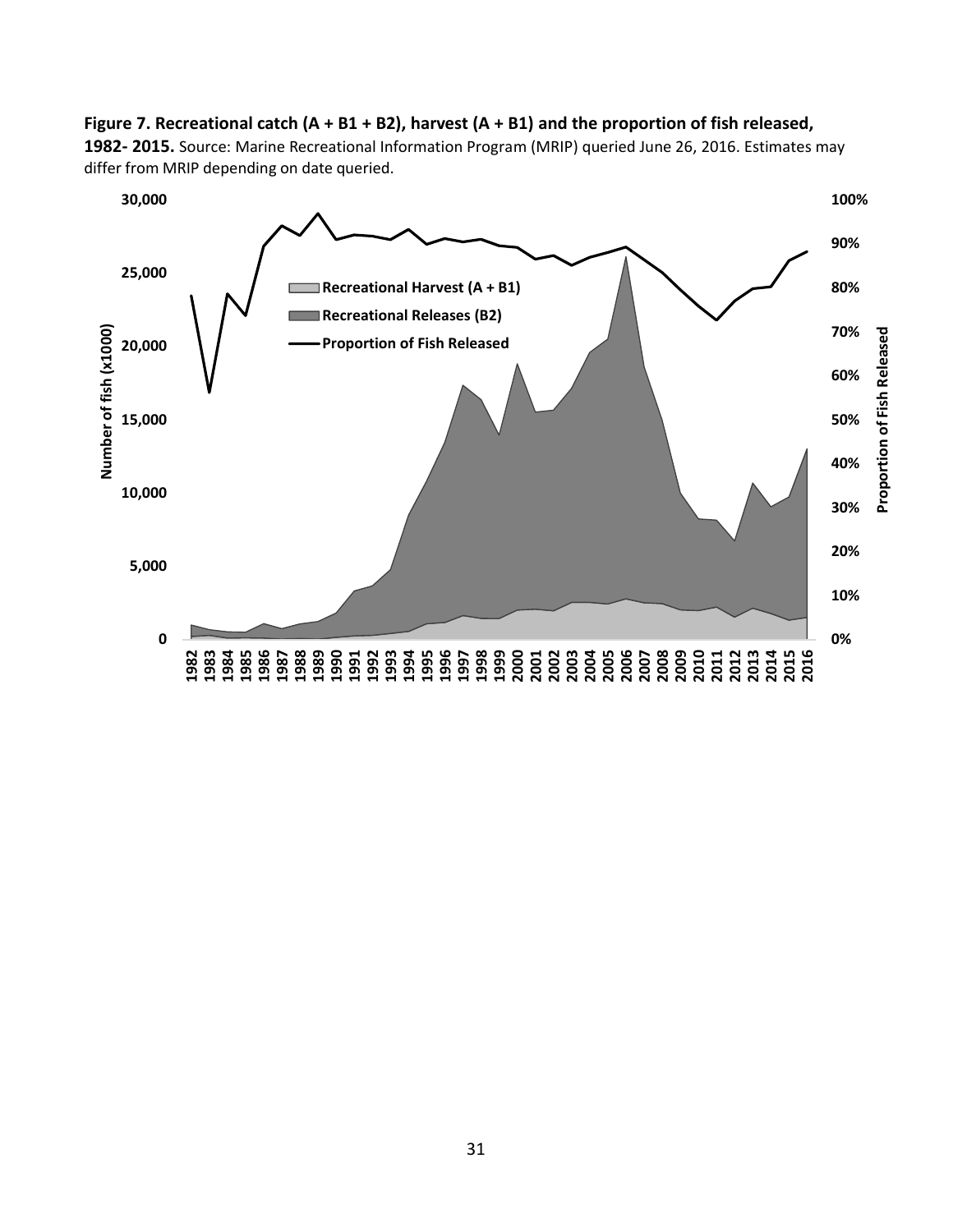**Figure 7. Recreational catch (A + B1 + B2), harvest (A + B1) and the proportion of fish released, 1982- 2015.** Source: Marine Recreational Information Program (MRIP) queried June 26, 2016. Estimates may differ from MRIP depending on date queried.

Number of fish (x1000)

30,000
25,000
20,000
15,000
10,000
5,000
0

Proportion of Fish Released

100%
90%
80%
70%
60%
50%
40%
30%
20%
10%
0%

Recreational Harvest (A + B1)
Recreational Releases (B2)
Proportion of Fish Released

1982 1983 1984 1985 1986 1987 1988 1989 1990 1991 1992 1993 1994 1995 1996 1997 1998 1999 2000 2001 2002 2003 2004 2005 2006 2007 2008 2009 2010 2011 2012 2013 2014 2015 2016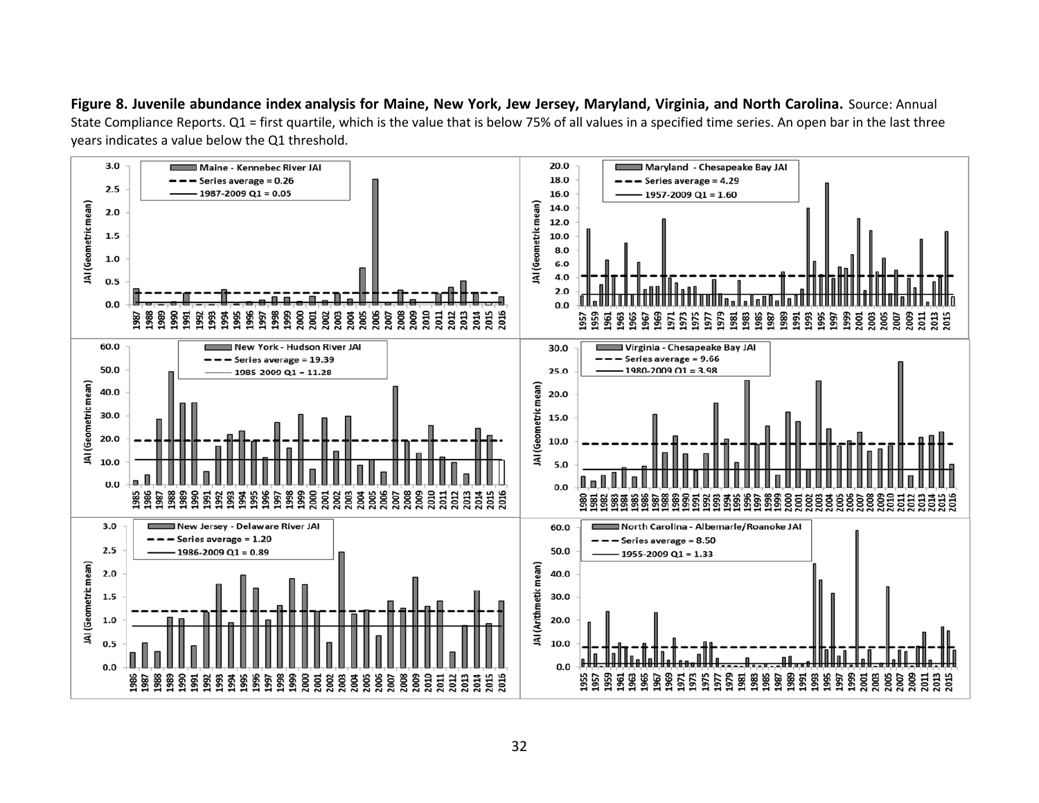**Figure 8. Juvenile abundance index analysis for Maine, New York, Jew Jersey, Maryland, Virginia, and North Carolina.** Source: Annual State Compliance Reports. Q1 = first quartile, which is the value that is below 75% of all values in a specified time series. An open bar in the last three years indicates a value below the Q1 threshold.

Maine - Kennebec River JAI
Series average = 0.26
1987-2009 Q1 = 0.05
JAI (Geometric mean)

Maryland - Chesapeake Bay JAI
Series average = 4.29
1957-2009 Q1 = 1.60
JAI (Geometric mean)

New York - Hudson River JAI
Series average = 19.39
1985 2009 Q1 = 11.28
JAI (Geometric mean)

Virginia - Chesapeake Bay JAI
Series average = 9.66
1980-2009 Q1 = 3.98
JAI (Geometric mean)

New Jersey - Delaware River JAI
Series average = 1.20
1986-2009 Q1 = 0.89
JAI (Geometric mean)

North Carolina - Albemarle/Roanoke JAI
Series average = 8.50
1955-2009 Q1 = 1.33
JAI (Arithmetic mean)